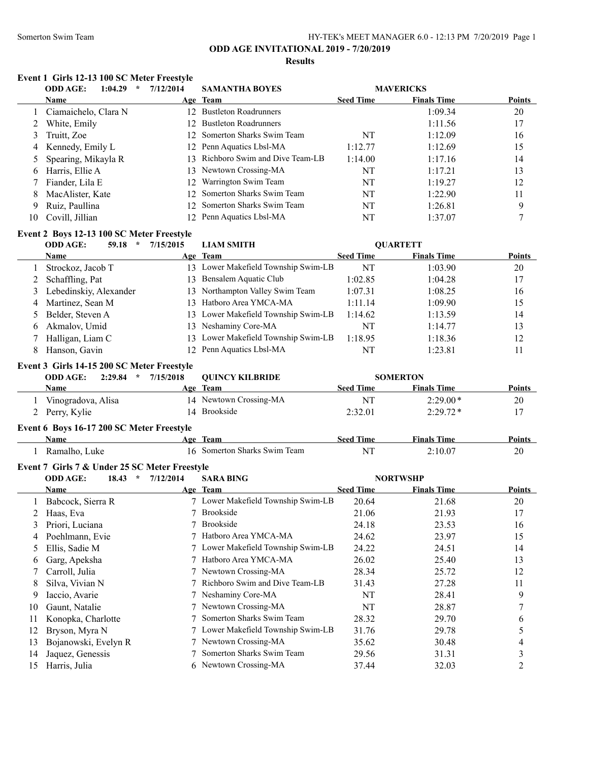**ODD AGE INVITATIONAL 2019 - 7/20/2019**

**Results**

### Event 1 Girls 12-13 100 SC Meter Freestyle

**ODD AGE: 1:04.29 * 7/12/2014 SAMANTHA BOYES MAVERICKS**

| | Name | Age | Team | Seed Time | Finals Time | Points |
|---|---|---|---|---|---|---|
| 1 | Ciamaichelo, Clara N | 12 | Bustleton Roadrunners | | 1:09.34 | 20 |
| 2 | White, Emily | 12 | Bustleton Roadrunners | | 1:11.56 | 17 |
| 3 | Truitt, Zoe | 12 | Somerton Sharks Swim Team | NT | 1:12.09 | 16 |
| 4 | Kennedy, Emily L | 12 | Penn Aquatics Lbsl-MA | 1:12.77 | 1:12.69 | 15 |
| 5 | Spearing, Mikayla R | 13 | Richboro Swim and Dive Team-LB | 1:14.00 | 1:17.16 | 14 |
| 6 | Harris, Ellie A | 13 | Newtown Crossing-MA | NT | 1:17.21 | 13 |
| 7 | Fiander, Lila E | 12 | Warrington Swim Team | NT | 1:19.27 | 12 |
| 8 | MacAlister, Kate | 12 | Somerton Sharks Swim Team | NT | 1:22.90 | 11 |
| 9 | Ruiz, Paullina | 12 | Somerton Sharks Swim Team | NT | 1:26.81 | 9 |
| 10 | Covill, Jillian | 12 | Penn Aquatics Lbsl-MA | NT | 1:37.07 | 7 |

### Event 2 Boys 12-13 100 SC Meter Freestyle

**ODD AGE: 59.18 * 7/15/2015 LIAM SMITH QUARTETT**

| | Name | Age | Team | Seed Time | Finals Time | Points |
|---|---|---|---|---|---|---|
| 1 | Strockoz, Jacob T | 13 | Lower Makefield Township Swim-LB | NT | 1:03.90 | 20 |
| 2 | Schaffling, Pat | 13 | Bensalem Aquatic Club | 1:02.85 | 1:04.28 | 17 |
| 3 | Lebedinskiy, Alexander | 13 | Northampton Valley Swim Team | 1:07.31 | 1:08.25 | 16 |
| 4 | Martinez, Sean M | 13 | Hatboro Area YMCA-MA | 1:11.14 | 1:09.90 | 15 |
| 5 | Belder, Steven A | 13 | Lower Makefield Township Swim-LB | 1:14.62 | 1:13.59 | 14 |
| 6 | Akmalov, Umid | 13 | Neshaminy Core-MA | NT | 1:14.77 | 13 |
| 7 | Halligan, Liam C | 13 | Lower Makefield Township Swim-LB | 1:18.95 | 1:18.36 | 12 |
| 8 | Hanson, Gavin | 12 | Penn Aquatics Lbsl-MA | NT | 1:23.81 | 11 |

### Event 3 Girls 14-15 200 SC Meter Freestyle

**ODD AGE: 2:29.84 * 7/15/2018 QUINCY KILBRIDE SOMERTON**

| | Name | Age | Team | Seed Time | Finals Time | Points |
|---|---|---|---|---|---|---|
| 1 | Vinogradova, Alisa | 14 | Newtown Crossing-MA | NT | 2:29.00* | 20 |
| 2 | Perry, Kylie | 14 | Brookside | 2:32.01 | 2:29.72* | 17 |

### Event 6 Boys 16-17 200 SC Meter Freestyle

| | Name | Age | Team | Seed Time | Finals Time | Points |
|---|---|---|---|---|---|---|
| 1 | Ramalho, Luke | 16 | Somerton Sharks Swim Team | NT | 2:10.07 | 20 |

### Event 7 Girls 7 & Under 25 SC Meter Freestyle

**ODD AGE: 18.43 * 7/12/2014 SARA BING NORTWSHP**

| | Name | Age | Team | Seed Time | Finals Time | Points |
|---|---|---|---|---|---|---|
| 1 | Babcock, Sierra R | 7 | Lower Makefield Township Swim-LB | 20.64 | 21.68 | 20 |
| 2 | Haas, Eva | 7 | Brookside | 21.06 | 21.93 | 17 |
| 3 | Priori, Luciana | 7 | Brookside | 24.18 | 23.53 | 16 |
| 4 | Poehlmann, Evie | 7 | Hatboro Area YMCA-MA | 24.62 | 23.97 | 15 |
| 5 | Ellis, Sadie M | 7 | Lower Makefield Township Swim-LB | 24.22 | 24.51 | 14 |
| 6 | Garg, Apeksha | 7 | Hatboro Area YMCA-MA | 26.02 | 25.40 | 13 |
| 7 | Carroll, Julia | 7 | Newtown Crossing-MA | 28.34 | 25.72 | 12 |
| 8 | Silva, Vivian N | 7 | Richboro Swim and Dive Team-LB | 31.43 | 27.28 | 11 |
| 9 | Iaccio, Avarie | 7 | Neshaminy Core-MA | NT | 28.41 | 9 |
| 10 | Gaunt, Natalie | 7 | Newtown Crossing-MA | NT | 28.87 | 7 |
| 11 | Konopka, Charlotte | 7 | Somerton Sharks Swim Team | 28.32 | 29.70 | 6 |
| 12 | Bryson, Myra N | 7 | Lower Makefield Township Swim-LB | 31.76 | 29.78 | 5 |
| 13 | Bojanowski, Evelyn R | 7 | Newtown Crossing-MA | 35.62 | 30.48 | 4 |
| 14 | Jaquez, Genessis | 7 | Somerton Sharks Swim Team | 29.56 | 31.31 | 3 |
| 15 | Harris, Julia | 6 | Newtown Crossing-MA | 37.44 | 32.03 | 2 |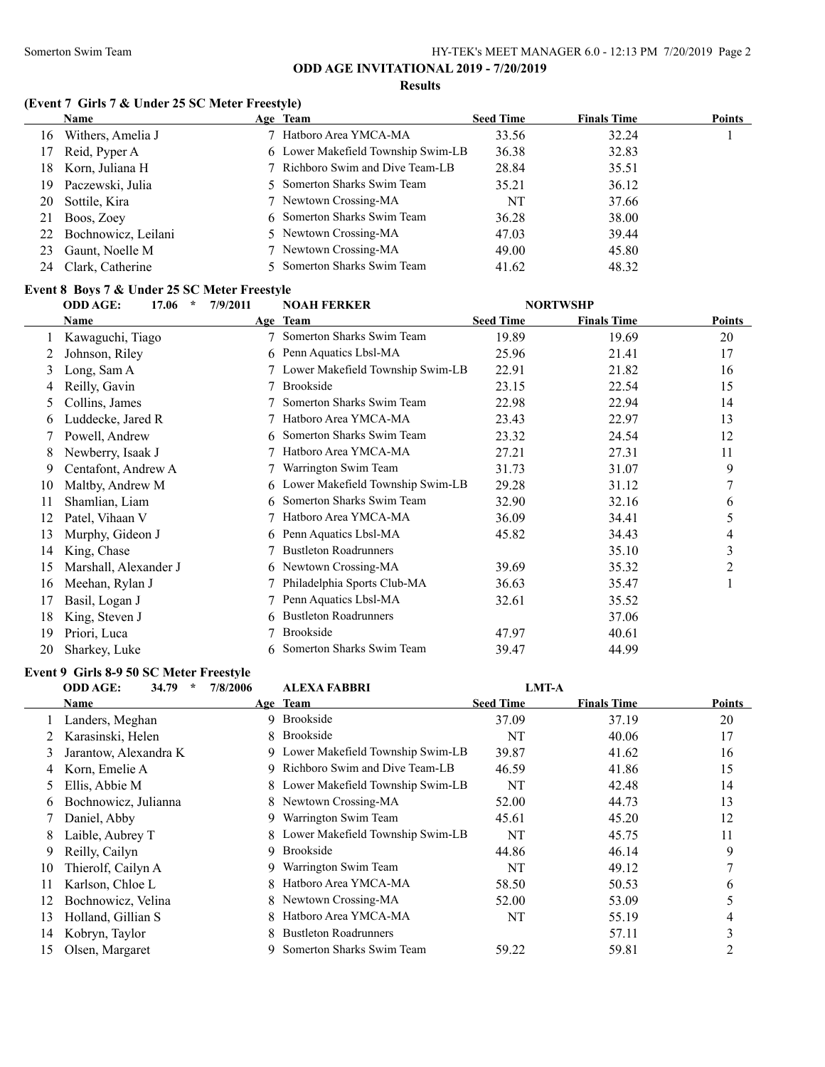## ODD AGE INVITATIONAL 2019 - 7/20/2019

### Results

**(Event 7 Girls 7 & Under 25 SC Meter Freestyle)**

| | Name | Age | Team | Seed Time | Finals Time | Points |
|---|---|---|---|---|---|---|
| 16 | Withers, Amelia J | 7 | Hatboro Area YMCA-MA | 33.56 | 32.24 | 1 |
| 17 | Reid, Pyper A | 6 | Lower Makefield Township Swim-LB | 36.38 | 32.83 | |
| 18 | Korn, Juliana H | 7 | Richboro Swim and Dive Team-LB | 28.84 | 35.51 | |
| 19 | Paczewski, Julia | 5 | Somerton Sharks Swim Team | 35.21 | 36.12 | |
| 20 | Sottile, Kira | 7 | Newtown Crossing-MA | NT | 37.66 | |
| 21 | Boos, Zoey | 6 | Somerton Sharks Swim Team | 36.28 | 38.00 | |
| 22 | Bochnowicz, Leilani | 5 | Newtown Crossing-MA | 47.03 | 39.44 | |
| 23 | Gaunt, Noelle M | 7 | Newtown Crossing-MA | 49.00 | 45.80 | |
| 24 | Clark, Catherine | 5 | Somerton Sharks Swim Team | 41.62 | 48.32 | |

**Event 8 Boys 7 & Under 25 SC Meter Freestyle**

ODD AGE: 17.06 * 7/9/2011 NOAH FERKER NORTWSHP

| | Name | Age | Team | Seed Time | Finals Time | Points |
|---|---|---|---|---|---|---|
| 1 | Kawaguchi, Tiago | 7 | Somerton Sharks Swim Team | 19.89 | 19.69 | 20 |
| 2 | Johnson, Riley | 6 | Penn Aquatics Lbsl-MA | 25.96 | 21.41 | 17 |
| 3 | Long, Sam A | 7 | Lower Makefield Township Swim-LB | 22.91 | 21.82 | 16 |
| 4 | Reilly, Gavin | 7 | Brookside | 23.15 | 22.54 | 15 |
| 5 | Collins, James | 7 | Somerton Sharks Swim Team | 22.98 | 22.94 | 14 |
| 6 | Luddecke, Jared R | 7 | Hatboro Area YMCA-MA | 23.43 | 22.97 | 13 |
| 7 | Powell, Andrew | 6 | Somerton Sharks Swim Team | 23.32 | 24.54 | 12 |
| 8 | Newberry, Isaak J | 7 | Hatboro Area YMCA-MA | 27.21 | 27.31 | 11 |
| 9 | Centafont, Andrew A | 7 | Warrington Swim Team | 31.73 | 31.07 | 9 |
| 10 | Maltby, Andrew M | 6 | Lower Makefield Township Swim-LB | 29.28 | 31.12 | 7 |
| 11 | Shamlian, Liam | 6 | Somerton Sharks Swim Team | 32.90 | 32.16 | 6 |
| 12 | Patel, Vihaan V | 7 | Hatboro Area YMCA-MA | 36.09 | 34.41 | 5 |
| 13 | Murphy, Gideon J | 6 | Penn Aquatics Lbsl-MA | 45.82 | 34.43 | 4 |
| 14 | King, Chase | 7 | Bustleton Roadrunners | | 35.10 | 3 |
| 15 | Marshall, Alexander J | 6 | Newtown Crossing-MA | 39.69 | 35.32 | 2 |
| 16 | Meehan, Rylan J | 7 | Philadelphia Sports Club-MA | 36.63 | 35.47 | 1 |
| 17 | Basil, Logan J | 7 | Penn Aquatics Lbsl-MA | 32.61 | 35.52 | |
| 18 | King, Steven J | 6 | Bustleton Roadrunners | | 37.06 | |
| 19 | Priori, Luca | 7 | Brookside | 47.97 | 40.61 | |
| 20 | Sharkey, Luke | 6 | Somerton Sharks Swim Team | 39.47 | 44.99 | |

**Event 9 Girls 8-9 50 SC Meter Freestyle**

ODD AGE: 34.79 * 7/8/2006 ALEXA FABBRI LMT-A

| | Name | Age | Team | Seed Time | Finals Time | Points |
|---|---|---|---|---|---|---|
| 1 | Landers, Meghan | 9 | Brookside | 37.09 | 37.19 | 20 |
| 2 | Karasinski, Helen | 8 | Brookside | NT | 40.06 | 17 |
| 3 | Jarantow, Alexandra K | 9 | Lower Makefield Township Swim-LB | 39.87 | 41.62 | 16 |
| 4 | Korn, Emelie A | 9 | Richboro Swim and Dive Team-LB | 46.59 | 41.86 | 15 |
| 5 | Ellis, Abbie M | 8 | Lower Makefield Township Swim-LB | NT | 42.48 | 14 |
| 6 | Bochnowicz, Julianna | 8 | Newtown Crossing-MA | 52.00 | 44.73 | 13 |
| 7 | Daniel, Abby | 9 | Warrington Swim Team | 45.61 | 45.20 | 12 |
| 8 | Laible, Aubrey T | 8 | Lower Makefield Township Swim-LB | NT | 45.75 | 11 |
| 9 | Reilly, Cailyn | 9 | Brookside | 44.86 | 46.14 | 9 |
| 10 | Thierolf, Cailyn A | 9 | Warrington Swim Team | NT | 49.12 | 7 |
| 11 | Karlson, Chloe L | 8 | Hatboro Area YMCA-MA | 58.50 | 50.53 | 6 |
| 12 | Bochnowicz, Velina | 8 | Newtown Crossing-MA | 52.00 | 53.09 | 5 |
| 13 | Holland, Gillian S | 8 | Hatboro Area YMCA-MA | NT | 55.19 | 4 |
| 14 | Kobryn, Taylor | 8 | Bustleton Roadrunners | | 57.11 | 3 |
| 15 | Olsen, Margaret | 9 | Somerton Sharks Swim Team | 59.22 | 59.81 | 2 |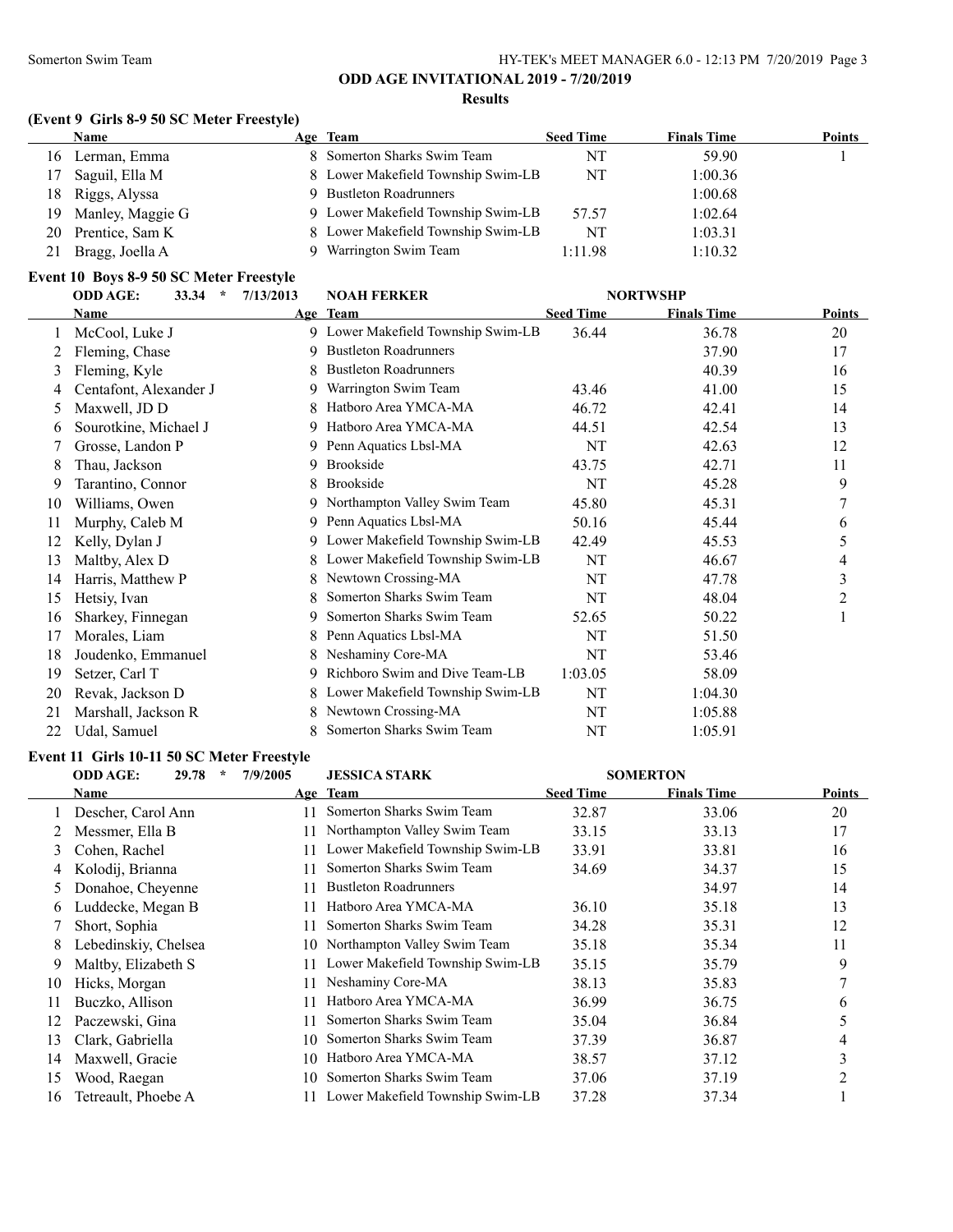## ODD AGE INVITATIONAL 2019 - 7/20/2019

### Results

### (Event 9 Girls 8-9 50 SC Meter Freestyle)

| | Name | Age | Team | Seed Time | Finals Time | Points |
|---|---|---|---|---|---|---|
| 16 | Lerman, Emma | 8 | Somerton Sharks Swim Team | NT | 59.90 | 1 |
| 17 | Saguil, Ella M | 8 | Lower Makefield Township Swim-LB | NT | 1:00.36 | |
| 18 | Riggs, Alyssa | 9 | Bustleton Roadrunners | | 1:00.68 | |
| 19 | Manley, Maggie G | 9 | Lower Makefield Township Swim-LB | 57.57 | 1:02.64 | |
| 20 | Prentice, Sam K | 8 | Lower Makefield Township Swim-LB | NT | 1:03.31 | |
| 21 | Bragg, Joella A | 9 | Warrington Swim Team | 1:11.98 | 1:10.32 | |

### Event 10 Boys 8-9 50 SC Meter Freestyle

ODD AGE: 33.34 * 7/13/2013 NOAH FERKER NORTWSHP

| | Name | Age | Team | Seed Time | Finals Time | Points |
|---|---|---|---|---|---|---|
| 1 | McCool, Luke J | 9 | Lower Makefield Township Swim-LB | 36.44 | 36.78 | 20 |
| 2 | Fleming, Chase | 9 | Bustleton Roadrunners | | 37.90 | 17 |
| 3 | Fleming, Kyle | 8 | Bustleton Roadrunners | | 40.39 | 16 |
| 4 | Centafont, Alexander J | 9 | Warrington Swim Team | 43.46 | 41.00 | 15 |
| 5 | Maxwell, JD D | 8 | Hatboro Area YMCA-MA | 46.72 | 42.41 | 14 |
| 6 | Sourotkine, Michael J | 9 | Hatboro Area YMCA-MA | 44.51 | 42.54 | 13 |
| 7 | Grosse, Landon P | 9 | Penn Aquatics Lbsl-MA | NT | 42.63 | 12 |
| 8 | Thau, Jackson | 9 | Brookside | 43.75 | 42.71 | 11 |
| 9 | Tarantino, Connor | 8 | Brookside | NT | 45.28 | 9 |
| 10 | Williams, Owen | 9 | Northampton Valley Swim Team | 45.80 | 45.31 | 7 |
| 11 | Murphy, Caleb M | 9 | Penn Aquatics Lbsl-MA | 50.16 | 45.44 | 6 |
| 12 | Kelly, Dylan J | 9 | Lower Makefield Township Swim-LB | 42.49 | 45.53 | 5 |
| 13 | Maltby, Alex D | 8 | Lower Makefield Township Swim-LB | NT | 46.67 | 4 |
| 14 | Harris, Matthew P | 8 | Newtown Crossing-MA | NT | 47.78 | 3 |
| 15 | Hetsiy, Ivan | 8 | Somerton Sharks Swim Team | NT | 48.04 | 2 |
| 16 | Sharkey, Finnegan | 9 | Somerton Sharks Swim Team | 52.65 | 50.22 | 1 |
| 17 | Morales, Liam | 8 | Penn Aquatics Lbsl-MA | NT | 51.50 | |
| 18 | Joudenko, Emmanuel | 8 | Neshaminy Core-MA | NT | 53.46 | |
| 19 | Setzer, Carl T | 9 | Richboro Swim and Dive Team-LB | 1:03.05 | 58.09 | |
| 20 | Revak, Jackson D | 8 | Lower Makefield Township Swim-LB | NT | 1:04.30 | |
| 21 | Marshall, Jackson R | 8 | Newtown Crossing-MA | NT | 1:05.88 | |
| 22 | Udal, Samuel | 8 | Somerton Sharks Swim Team | NT | 1:05.91 | |

### Event 11 Girls 10-11 50 SC Meter Freestyle

ODD AGE: 29.78 * 7/9/2005 JESSICA STARK SOMERTON

| | Name | Age | Team | Seed Time | Finals Time | Points |
|---|---|---|---|---|---|---|
| 1 | Descher, Carol Ann | 11 | Somerton Sharks Swim Team | 32.87 | 33.06 | 20 |
| 2 | Messmer, Ella B | 11 | Northampton Valley Swim Team | 33.15 | 33.13 | 17 |
| 3 | Cohen, Rachel | 11 | Lower Makefield Township Swim-LB | 33.91 | 33.81 | 16 |
| 4 | Kolodij, Brianna | 11 | Somerton Sharks Swim Team | 34.69 | 34.37 | 15 |
| 5 | Donahoe, Cheyenne | 11 | Bustleton Roadrunners | | 34.97 | 14 |
| 6 | Luddecke, Megan B | 11 | Hatboro Area YMCA-MA | 36.10 | 35.18 | 13 |
| 7 | Short, Sophia | 11 | Somerton Sharks Swim Team | 34.28 | 35.31 | 12 |
| 8 | Lebedinskiy, Chelsea | 10 | Northampton Valley Swim Team | 35.18 | 35.34 | 11 |
| 9 | Maltby, Elizabeth S | 11 | Lower Makefield Township Swim-LB | 35.15 | 35.79 | 9 |
| 10 | Hicks, Morgan | 11 | Neshaminy Core-MA | 38.13 | 35.83 | 7 |
| 11 | Buczko, Allison | 11 | Hatboro Area YMCA-MA | 36.99 | 36.75 | 6 |
| 12 | Paczewski, Gina | 11 | Somerton Sharks Swim Team | 35.04 | 36.84 | 5 |
| 13 | Clark, Gabriella | 10 | Somerton Sharks Swim Team | 37.39 | 36.87 | 4 |
| 14 | Maxwell, Gracie | 10 | Hatboro Area YMCA-MA | 38.57 | 37.12 | 3 |
| 15 | Wood, Raegan | 10 | Somerton Sharks Swim Team | 37.06 | 37.19 | 2 |
| 16 | Tetreault, Phoebe A | 11 | Lower Makefield Township Swim-LB | 37.28 | 37.34 | 1 |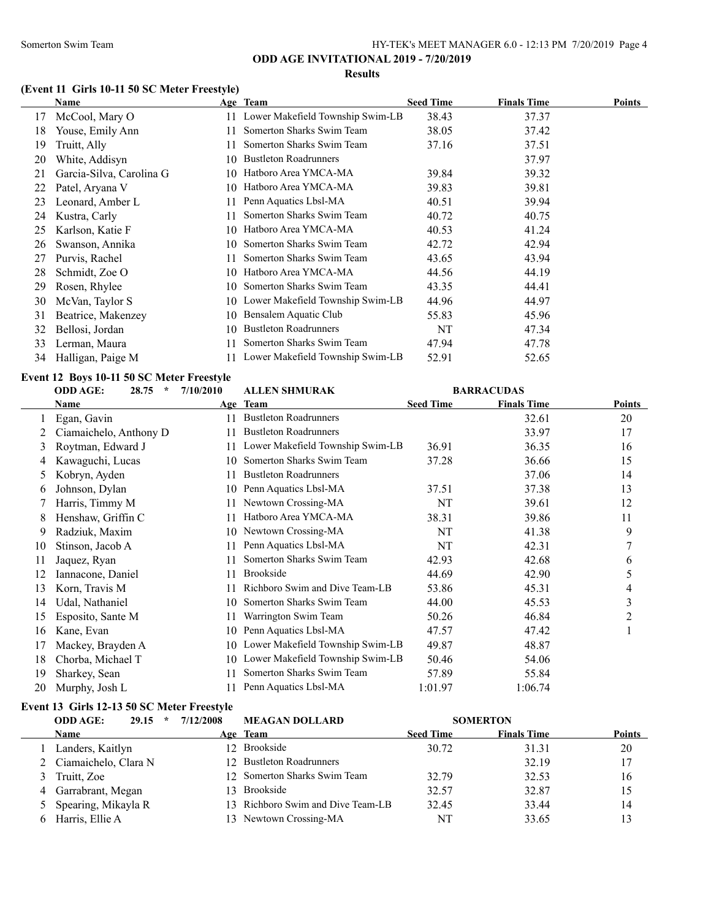## ODD AGE INVITATIONAL 2019 - 7/20/2019

### Results

#### (Event 11 Girls 10-11 50 SC Meter Freestyle)

| | Name | Age | Team | Seed Time | Finals Time | Points |
|---|---|---|---|---|---|---|
| 17 | McCool, Mary O | 11 | Lower Makefield Township Swim-LB | 38.43 | 37.37 | |
| 18 | Youse, Emily Ann | 11 | Somerton Sharks Swim Team | 38.05 | 37.42 | |
| 19 | Truitt, Ally | 11 | Somerton Sharks Swim Team | 37.16 | 37.51 | |
| 20 | White, Addisyn | 10 | Bustleton Roadrunners | | 37.97 | |
| 21 | Garcia-Silva, Carolina G | 10 | Hatboro Area YMCA-MA | 39.84 | 39.32 | |
| 22 | Patel, Aryana V | 10 | Hatboro Area YMCA-MA | 39.83 | 39.81 | |
| 23 | Leonard, Amber L | 11 | Penn Aquatics Lbsl-MA | 40.51 | 39.94 | |
| 24 | Kustra, Carly | 11 | Somerton Sharks Swim Team | 40.72 | 40.75 | |
| 25 | Karlson, Katie F | 10 | Hatboro Area YMCA-MA | 40.53 | 41.24 | |
| 26 | Swanson, Annika | 10 | Somerton Sharks Swim Team | 42.72 | 42.94 | |
| 27 | Purvis, Rachel | 11 | Somerton Sharks Swim Team | 43.65 | 43.94 | |
| 28 | Schmidt, Zoe O | 10 | Hatboro Area YMCA-MA | 44.56 | 44.19 | |
| 29 | Rosen, Rhylee | 10 | Somerton Sharks Swim Team | 43.35 | 44.41 | |
| 30 | McVan, Taylor S | 10 | Lower Makefield Township Swim-LB | 44.96 | 44.97 | |
| 31 | Beatrice, Makenzey | 10 | Bensalem Aquatic Club | 55.83 | 45.96 | |
| 32 | Bellosi, Jordan | 10 | Bustleton Roadrunners | NT | 47.34 | |
| 33 | Lerman, Maura | 11 | Somerton Sharks Swim Team | 47.94 | 47.78 | |
| 34 | Halligan, Paige M | 11 | Lower Makefield Township Swim-LB | 52.91 | 52.65 | |

#### Event 12 Boys 10-11 50 SC Meter Freestyle

ODD AGE: 28.75 * 7/10/2010 ALLEN SHMURAK BARRACUDAS

| | Name | Age | Team | Seed Time | Finals Time | Points |
|---|---|---|---|---|---|---|
| 1 | Egan, Gavin | 11 | Bustleton Roadrunners | | 32.61 | 20 |
| 2 | Ciamaichelo, Anthony D | 11 | Bustleton Roadrunners | | 33.97 | 17 |
| 3 | Roytman, Edward J | 11 | Lower Makefield Township Swim-LB | 36.91 | 36.35 | 16 |
| 4 | Kawaguchi, Lucas | 10 | Somerton Sharks Swim Team | 37.28 | 36.66 | 15 |
| 5 | Kobryn, Ayden | 11 | Bustleton Roadrunners | | 37.06 | 14 |
| 6 | Johnson, Dylan | 10 | Penn Aquatics Lbsl-MA | 37.51 | 37.38 | 13 |
| 7 | Harris, Timmy M | 11 | Newtown Crossing-MA | NT | 39.61 | 12 |
| 8 | Henshaw, Griffin C | 11 | Hatboro Area YMCA-MA | 38.31 | 39.86 | 11 |
| 9 | Radziuk, Maxim | 10 | Newtown Crossing-MA | NT | 41.38 | 9 |
| 10 | Stinson, Jacob A | 11 | Penn Aquatics Lbsl-MA | NT | 42.31 | 7 |
| 11 | Jaquez, Ryan | 11 | Somerton Sharks Swim Team | 42.93 | 42.68 | 6 |
| 12 | Iannacone, Daniel | 11 | Brookside | 44.69 | 42.90 | 5 |
| 13 | Korn, Travis M | 11 | Richboro Swim and Dive Team-LB | 53.86 | 45.31 | 4 |
| 14 | Udal, Nathaniel | 10 | Somerton Sharks Swim Team | 44.00 | 45.53 | 3 |
| 15 | Esposito, Sante M | 11 | Warrington Swim Team | 50.26 | 46.84 | 2 |
| 16 | Kane, Evan | 10 | Penn Aquatics Lbsl-MA | 47.57 | 47.42 | 1 |
| 17 | Mackey, Brayden A | 10 | Lower Makefield Township Swim-LB | 49.87 | 48.87 | |
| 18 | Chorba, Michael T | 10 | Lower Makefield Township Swim-LB | 50.46 | 54.06 | |
| 19 | Sharkey, Sean | 11 | Somerton Sharks Swim Team | 57.89 | 55.84 | |
| 20 | Murphy, Josh L | 11 | Penn Aquatics Lbsl-MA | 1:01.97 | 1:06.74 | |

#### Event 13 Girls 12-13 50 SC Meter Freestyle

ODD AGE: 29.15 * 7/12/2008 MEAGAN DOLLARD SOMERTON

| | Name | Age | Team | Seed Time | Finals Time | Points |
|---|---|---|---|---|---|---|
| 1 | Landers, Kaitlyn | 12 | Brookside | 30.72 | 31.31 | 20 |
| 2 | Ciamaichelo, Clara N | 12 | Bustleton Roadrunners | | 32.19 | 17 |
| 3 | Truitt, Zoe | 12 | Somerton Sharks Swim Team | 32.79 | 32.53 | 16 |
| 4 | Garrabrant, Megan | 13 | Brookside | 32.57 | 32.87 | 15 |
| 5 | Spearing, Mikayla R | 13 | Richboro Swim and Dive Team-LB | 32.45 | 33.44 | 14 |
| 6 | Harris, Ellie A | 13 | Newtown Crossing-MA | NT | 33.65 | 13 |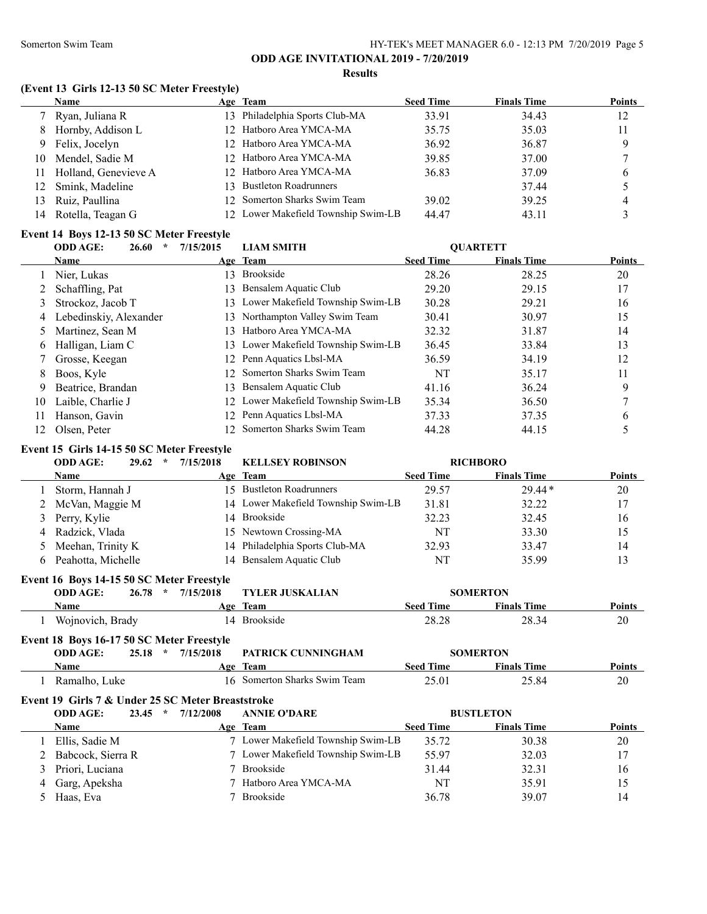## ODD AGE INVITATIONAL 2019 - 7/20/2019

### Results

#### (Event 13 Girls 12-13 50 SC Meter Freestyle)

| | Name | Age | Team | Seed Time | Finals Time | Points |
|---|---|---|---|---|---|---|
| 7 | Ryan, Juliana R | 13 | Philadelphia Sports Club-MA | 33.91 | 34.43 | 12 |
| 8 | Hornby, Addison L | 12 | Hatboro Area YMCA-MA | 35.75 | 35.03 | 11 |
| 9 | Felix, Jocelyn | 12 | Hatboro Area YMCA-MA | 36.92 | 36.87 | 9 |
| 10 | Mendel, Sadie M | 12 | Hatboro Area YMCA-MA | 39.85 | 37.00 | 7 |
| 11 | Holland, Genevieve A | 12 | Hatboro Area YMCA-MA | 36.83 | 37.09 | 6 |
| 12 | Smink, Madeline | 13 | Bustleton Roadrunners | | 37.44 | 5 |
| 13 | Ruiz, Paullina | 12 | Somerton Sharks Swim Team | 39.02 | 39.25 | 4 |
| 14 | Rotella, Teagan G | 12 | Lower Makefield Township Swim-LB | 44.47 | 43.11 | 3 |

#### Event 14 Boys 12-13 50 SC Meter Freestyle

ODD AGE: 26.60 * 7/15/2015 LIAM SMITH QUARTETT

| | Name | Age | Team | Seed Time | Finals Time | Points |
|---|---|---|---|---|---|---|
| 1 | Nier, Lukas | 13 | Brookside | 28.26 | 28.25 | 20 |
| 2 | Schaffling, Pat | 13 | Bensalem Aquatic Club | 29.20 | 29.15 | 17 |
| 3 | Strockoz, Jacob T | 13 | Lower Makefield Township Swim-LB | 30.28 | 29.21 | 16 |
| 4 | Lebedinskiy, Alexander | 13 | Northampton Valley Swim Team | 30.41 | 30.97 | 15 |
| 5 | Martinez, Sean M | 13 | Hatboro Area YMCA-MA | 32.32 | 31.87 | 14 |
| 6 | Halligan, Liam C | 13 | Lower Makefield Township Swim-LB | 36.45 | 33.84 | 13 |
| 7 | Grosse, Keegan | 12 | Penn Aquatics Lbsl-MA | 36.59 | 34.19 | 12 |
| 8 | Boos, Kyle | 12 | Somerton Sharks Swim Team | NT | 35.17 | 11 |
| 9 | Beatrice, Brandan | 13 | Bensalem Aquatic Club | 41.16 | 36.24 | 9 |
| 10 | Laible, Charlie J | 12 | Lower Makefield Township Swim-LB | 35.34 | 36.50 | 7 |
| 11 | Hanson, Gavin | 12 | Penn Aquatics Lbsl-MA | 37.33 | 37.35 | 6 |
| 12 | Olsen, Peter | 12 | Somerton Sharks Swim Team | 44.28 | 44.15 | 5 |

#### Event 15 Girls 14-15 50 SC Meter Freestyle

ODD AGE: 29.62 * 7/15/2018 KELLSEY ROBINSON RICHBORO

| | Name | Age | Team | Seed Time | Finals Time | Points |
|---|---|---|---|---|---|---|
| 1 | Storm, Hannah J | 15 | Bustleton Roadrunners | 29.57 | 29.44* | 20 |
| 2 | McVan, Maggie M | 14 | Lower Makefield Township Swim-LB | 31.81 | 32.22 | 17 |
| 3 | Perry, Kylie | 14 | Brookside | 32.23 | 32.45 | 16 |
| 4 | Radzick, Vlada | 15 | Newtown Crossing-MA | NT | 33.30 | 15 |
| 5 | Meehan, Trinity K | 14 | Philadelphia Sports Club-MA | 32.93 | 33.47 | 14 |
| 6 | Peahotta, Michelle | 14 | Bensalem Aquatic Club | NT | 35.99 | 13 |

#### Event 16 Boys 14-15 50 SC Meter Freestyle

ODD AGE: 26.78 * 7/15/2018 TYLER JUSKALIAN SOMERTON

| | Name | Age | Team | Seed Time | Finals Time | Points |
|---|---|---|---|---|---|---|
| 1 | Wojnovich, Brady | 14 | Brookside | 28.28 | 28.34 | 20 |

#### Event 18 Boys 16-17 50 SC Meter Freestyle

ODD AGE: 25.18 * 7/15/2018 PATRICK CUNNINGHAM SOMERTON

| | Name | Age | Team | Seed Time | Finals Time | Points |
|---|---|---|---|---|---|---|
| 1 | Ramalho, Luke | 16 | Somerton Sharks Swim Team | 25.01 | 25.84 | 20 |

#### Event 19 Girls 7 & Under 25 SC Meter Breaststroke

ODD AGE: 23.45 * 7/12/2008 ANNIE O'DARE BUSTLETON

| | Name | Age | Team | Seed Time | Finals Time | Points |
|---|---|---|---|---|---|---|
| 1 | Ellis, Sadie M | 7 | Lower Makefield Township Swim-LB | 35.72 | 30.38 | 20 |
| 2 | Babcock, Sierra R | 7 | Lower Makefield Township Swim-LB | 55.97 | 32.03 | 17 |
| 3 | Priori, Luciana | 7 | Brookside | 31.44 | 32.31 | 16 |
| 4 | Garg, Apeksha | 7 | Hatboro Area YMCA-MA | NT | 35.91 | 15 |
| 5 | Haas, Eva | 7 | Brookside | 36.78 | 39.07 | 14 |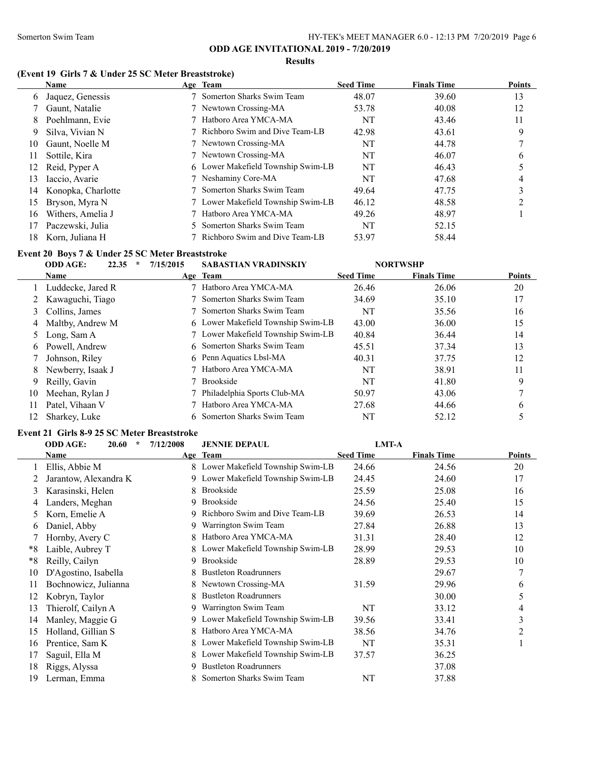**ODD AGE INVITATIONAL 2019 - 7/20/2019**

**Results**

### (Event 19 Girls 7 & Under 25 SC Meter Breaststroke)

| | Name | Age | Team | Seed Time | Finals Time | Points |
|---|---|---|---|---|---|---|
| 6 | Jaquez, Genessis | 7 | Somerton Sharks Swim Team | 48.07 | 39.60 | 13 |
| 7 | Gaunt, Natalie | 7 | Newtown Crossing-MA | 53.78 | 40.08 | 12 |
| 8 | Poehlmann, Evie | 7 | Hatboro Area YMCA-MA | NT | 43.46 | 11 |
| 9 | Silva, Vivian N | 7 | Richboro Swim and Dive Team-LB | 42.98 | 43.61 | 9 |
| 10 | Gaunt, Noelle M | 7 | Newtown Crossing-MA | NT | 44.78 | 7 |
| 11 | Sottile, Kira | 7 | Newtown Crossing-MA | NT | 46.07 | 6 |
| 12 | Reid, Pyper A | 6 | Lower Makefield Township Swim-LB | NT | 46.43 | 5 |
| 13 | Iaccio, Avarie | 7 | Neshaminy Core-MA | NT | 47.68 | 4 |
| 14 | Konopka, Charlotte | 7 | Somerton Sharks Swim Team | 49.64 | 47.75 | 3 |
| 15 | Bryson, Myra N | 7 | Lower Makefield Township Swim-LB | 46.12 | 48.58 | 2 |
| 16 | Withers, Amelia J | 7 | Hatboro Area YMCA-MA | 49.26 | 48.97 | 1 |
| 17 | Paczewski, Julia | 5 | Somerton Sharks Swim Team | NT | 52.15 | |
| 18 | Korn, Juliana H | 7 | Richboro Swim and Dive Team-LB | 53.97 | 58.44 | |

### Event 20 Boys 7 & Under 25 SC Meter Breaststroke

ODD AGE: 22.35 * 7/15/2015 SABASTIAN VRADINSKIY NORTWSHP

| | Name | Age | Team | Seed Time | Finals Time | Points |
|---|---|---|---|---|---|---|
| 1 | Luddecke, Jared R | 7 | Hatboro Area YMCA-MA | 26.46 | 26.06 | 20 |
| 2 | Kawaguchi, Tiago | 7 | Somerton Sharks Swim Team | 34.69 | 35.10 | 17 |
| 3 | Collins, James | 7 | Somerton Sharks Swim Team | NT | 35.56 | 16 |
| 4 | Maltby, Andrew M | 6 | Lower Makefield Township Swim-LB | 43.00 | 36.00 | 15 |
| 5 | Long, Sam A | 7 | Lower Makefield Township Swim-LB | 40.84 | 36.44 | 14 |
| 6 | Powell, Andrew | 6 | Somerton Sharks Swim Team | 45.51 | 37.34 | 13 |
| 7 | Johnson, Riley | 6 | Penn Aquatics Lbsl-MA | 40.31 | 37.75 | 12 |
| 8 | Newberry, Isaak J | 7 | Hatboro Area YMCA-MA | NT | 38.91 | 11 |
| 9 | Reilly, Gavin | 7 | Brookside | NT | 41.80 | 9 |
| 10 | Meehan, Rylan J | 7 | Philadelphia Sports Club-MA | 50.97 | 43.06 | 7 |
| 11 | Patel, Vihaan V | 7 | Hatboro Area YMCA-MA | 27.68 | 44.66 | 6 |
| 12 | Sharkey, Luke | 6 | Somerton Sharks Swim Team | NT | 52.12 | 5 |

### Event 21 Girls 8-9 25 SC Meter Breaststroke

ODD AGE: 20.60 * 7/12/2008 JENNIE DEPAUL LMT-A

| | Name | Age | Team | Seed Time | Finals Time | Points |
|---|---|---|---|---|---|---|
| 1 | Ellis, Abbie M | 8 | Lower Makefield Township Swim-LB | 24.66 | 24.56 | 20 |
| 2 | Jarantow, Alexandra K | 9 | Lower Makefield Township Swim-LB | 24.45 | 24.60 | 17 |
| 3 | Karasinski, Helen | 8 | Brookside | 25.59 | 25.08 | 16 |
| 4 | Landers, Meghan | 9 | Brookside | 24.56 | 25.40 | 15 |
| 5 | Korn, Emelie A | 9 | Richboro Swim and Dive Team-LB | 39.69 | 26.53 | 14 |
| 6 | Daniel, Abby | 9 | Warrington Swim Team | 27.84 | 26.88 | 13 |
| 7 | Hornby, Avery C | 8 | Hatboro Area YMCA-MA | 31.31 | 28.40 | 12 |
| *8 | Laible, Aubrey T | 8 | Lower Makefield Township Swim-LB | 28.99 | 29.53 | 10 |
| *8 | Reilly, Cailyn | 9 | Brookside | 28.89 | 29.53 | 10 |
| 10 | D'Agostino, Isabella | 8 | Bustleton Roadrunners | | 29.67 | 7 |
| 11 | Bochnowicz, Julianna | 8 | Newtown Crossing-MA | 31.59 | 29.96 | 6 |
| 12 | Kobryn, Taylor | 8 | Bustleton Roadrunners | | 30.00 | 5 |
| 13 | Thierolf, Cailyn A | 9 | Warrington Swim Team | NT | 33.12 | 4 |
| 14 | Manley, Maggie G | 9 | Lower Makefield Township Swim-LB | 39.56 | 33.41 | 3 |
| 15 | Holland, Gillian S | 8 | Hatboro Area YMCA-MA | 38.56 | 34.76 | 2 |
| 16 | Prentice, Sam K | 8 | Lower Makefield Township Swim-LB | NT | 35.31 | 1 |
| 17 | Saguil, Ella M | 8 | Lower Makefield Township Swim-LB | 37.57 | 36.25 | |
| 18 | Riggs, Alyssa | 9 | Bustleton Roadrunners | | 37.08 | |
| 19 | Lerman, Emma | 8 | Somerton Sharks Swim Team | NT | 37.88 | |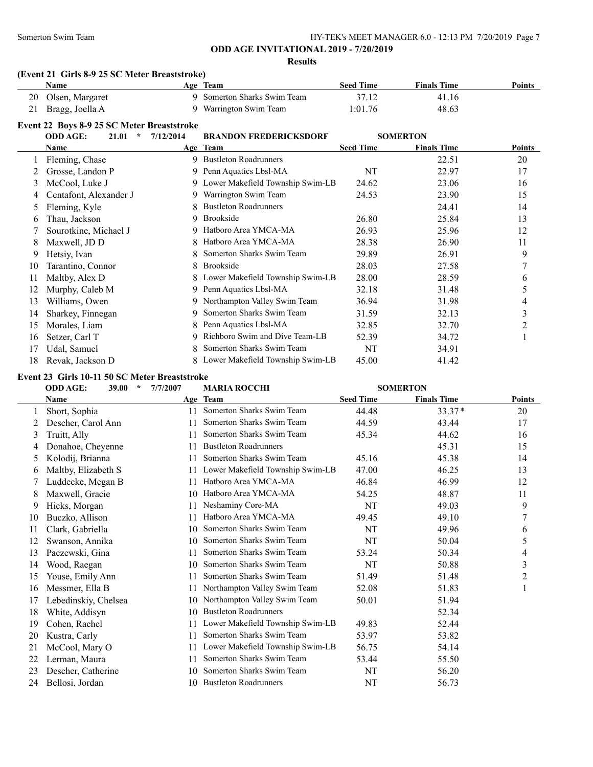## ODD AGE INVITATIONAL 2019 - 7/20/2019

### Results

**(Event 21 Girls 8-9 25 SC Meter Breaststroke)**

| | Name | Age | Team | Seed Time | Finals Time | Points |
|---|---|---|---|---|---|---|
| 20 | Olsen, Margaret | 9 | Somerton Sharks Swim Team | 37.12 | 41.16 | |
| 21 | Bragg, Joella A | 9 | Warrington Swim Team | 1:01.76 | 48.63 | |

**Event 22 Boys 8-9 25 SC Meter Breaststroke**

ODD AGE: 21.01 * 7/12/2014 BRANDON FREDERICKSDORF SOMERTON

| | Name | Age | Team | Seed Time | Finals Time | Points |
|---|---|---|---|---|---|---|
| 1 | Fleming, Chase | 9 | Bustleton Roadrunners | | 22.51 | 20 |
| 2 | Grosse, Landon P | 9 | Penn Aquatics Lbsl-MA | NT | 22.97 | 17 |
| 3 | McCool, Luke J | 9 | Lower Makefield Township Swim-LB | 24.62 | 23.06 | 16 |
| 4 | Centafont, Alexander J | 9 | Warrington Swim Team | 24.53 | 23.90 | 15 |
| 5 | Fleming, Kyle | 8 | Bustleton Roadrunners | | 24.41 | 14 |
| 6 | Thau, Jackson | 9 | Brookside | 26.80 | 25.84 | 13 |
| 7 | Sourotkine, Michael J | 9 | Hatboro Area YMCA-MA | 26.93 | 25.96 | 12 |
| 8 | Maxwell, JD D | 8 | Hatboro Area YMCA-MA | 28.38 | 26.90 | 11 |
| 9 | Hetsiy, Ivan | 8 | Somerton Sharks Swim Team | 29.89 | 26.91 | 9 |
| 10 | Tarantino, Connor | 8 | Brookside | 28.03 | 27.58 | 7 |
| 11 | Maltby, Alex D | 8 | Lower Makefield Township Swim-LB | 28.00 | 28.59 | 6 |
| 12 | Murphy, Caleb M | 9 | Penn Aquatics Lbsl-MA | 32.18 | 31.48 | 5 |
| 13 | Williams, Owen | 9 | Northampton Valley Swim Team | 36.94 | 31.98 | 4 |
| 14 | Sharkey, Finnegan | 9 | Somerton Sharks Swim Team | 31.59 | 32.13 | 3 |
| 15 | Morales, Liam | 8 | Penn Aquatics Lbsl-MA | 32.85 | 32.70 | 2 |
| 16 | Setzer, Carl T | 9 | Richboro Swim and Dive Team-LB | 52.39 | 34.72 | 1 |
| 17 | Udal, Samuel | 8 | Somerton Sharks Swim Team | NT | 34.91 | |
| 18 | Revak, Jackson D | 8 | Lower Makefield Township Swim-LB | 45.00 | 41.42 | |

**Event 23 Girls 10-11 50 SC Meter Breaststroke**

ODD AGE: 39.00 * 7/7/2007 MARIA ROCCHI SOMERTON

| | Name | Age | Team | Seed Time | Finals Time | Points |
|---|---|---|---|---|---|---|
| 1 | Short, Sophia | 11 | Somerton Sharks Swim Team | 44.48 | 33.37* | 20 |
| 2 | Descher, Carol Ann | 11 | Somerton Sharks Swim Team | 44.59 | 43.44 | 17 |
| 3 | Truitt, Ally | 11 | Somerton Sharks Swim Team | 45.34 | 44.62 | 16 |
| 4 | Donahoe, Cheyenne | 11 | Bustleton Roadrunners | | 45.31 | 15 |
| 5 | Kolodij, Brianna | 11 | Somerton Sharks Swim Team | 45.16 | 45.38 | 14 |
| 6 | Maltby, Elizabeth S | 11 | Lower Makefield Township Swim-LB | 47.00 | 46.25 | 13 |
| 7 | Luddecke, Megan B | 11 | Hatboro Area YMCA-MA | 46.84 | 46.99 | 12 |
| 8 | Maxwell, Gracie | 10 | Hatboro Area YMCA-MA | 54.25 | 48.87 | 11 |
| 9 | Hicks, Morgan | 11 | Neshaminy Core-MA | NT | 49.03 | 9 |
| 10 | Buczko, Allison | 11 | Hatboro Area YMCA-MA | 49.45 | 49.10 | 7 |
| 11 | Clark, Gabriella | 10 | Somerton Sharks Swim Team | NT | 49.96 | 6 |
| 12 | Swanson, Annika | 10 | Somerton Sharks Swim Team | NT | 50.04 | 5 |
| 13 | Paczewski, Gina | 11 | Somerton Sharks Swim Team | 53.24 | 50.34 | 4 |
| 14 | Wood, Raegan | 10 | Somerton Sharks Swim Team | NT | 50.88 | 3 |
| 15 | Youse, Emily Ann | 11 | Somerton Sharks Swim Team | 51.49 | 51.48 | 2 |
| 16 | Messmer, Ella B | 11 | Northampton Valley Swim Team | 52.08 | 51.83 | 1 |
| 17 | Lebedinskiy, Chelsea | 10 | Northampton Valley Swim Team | 50.01 | 51.94 | |
| 18 | White, Addisyn | 10 | Bustleton Roadrunners | | 52.34 | |
| 19 | Cohen, Rachel | 11 | Lower Makefield Township Swim-LB | 49.83 | 52.44 | |
| 20 | Kustra, Carly | 11 | Somerton Sharks Swim Team | 53.97 | 53.82 | |
| 21 | McCool, Mary O | 11 | Lower Makefield Township Swim-LB | 56.75 | 54.14 | |
| 22 | Lerman, Maura | 11 | Somerton Sharks Swim Team | 53.44 | 55.50 | |
| 23 | Descher, Catherine | 10 | Somerton Sharks Swim Team | NT | 56.20 | |
| 24 | Bellosi, Jordan | 10 | Bustleton Roadrunners | NT | 56.73 | |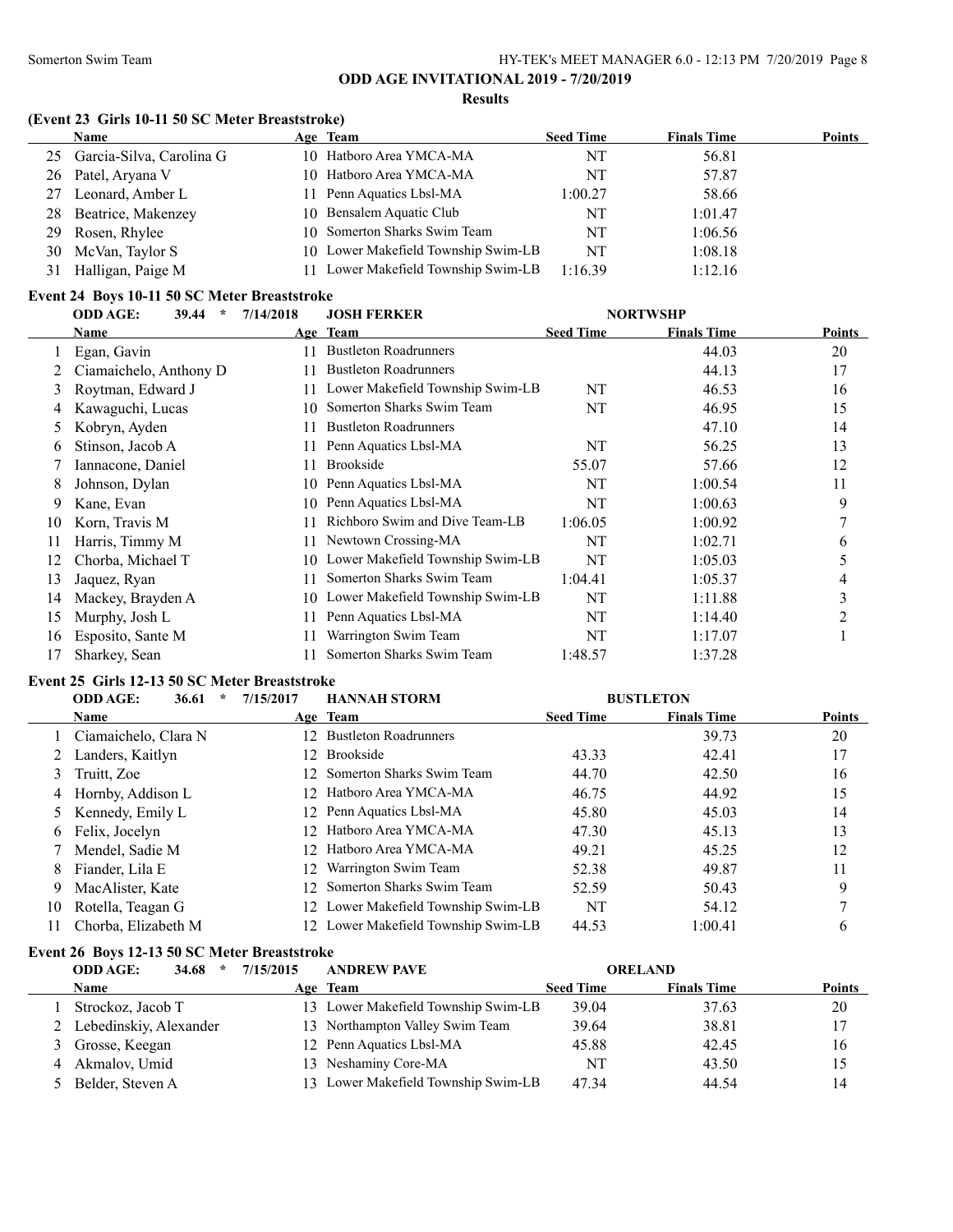## ODD AGE INVITATIONAL 2019 - 7/20/2019

### Results

#### (Event 23 Girls 10-11 50 SC Meter Breaststroke)

| | Name | Age | Team | Seed Time | Finals Time | Points |
|---|---|---|---|---|---|---|
| 25 | Garcia-Silva, Carolina G | 10 | Hatboro Area YMCA-MA | NT | 56.81 | |
| 26 | Patel, Aryana V | 10 | Hatboro Area YMCA-MA | NT | 57.87 | |
| 27 | Leonard, Amber L | 11 | Penn Aquatics Lbsl-MA | 1:00.27 | 58.66 | |
| 28 | Beatrice, Makenzey | 10 | Bensalem Aquatic Club | NT | 1:01.47 | |
| 29 | Rosen, Rhylee | 10 | Somerton Sharks Swim Team | NT | 1:06.56 | |
| 30 | McVan, Taylor S | 10 | Lower Makefield Township Swim-LB | NT | 1:08.18 | |
| 31 | Halligan, Paige M | 11 | Lower Makefield Township Swim-LB | 1:16.39 | 1:12.16 | |

#### Event 24 Boys 10-11 50 SC Meter Breaststroke

ODD AGE: 39.44 * 7/14/2018 JOSH FERKER NORTWSHP

| | Name | Age | Team | Seed Time | Finals Time | Points |
|---|---|---|---|---|---|---|
| 1 | Egan, Gavin | 11 | Bustleton Roadrunners | | 44.03 | 20 |
| 2 | Ciamaichelo, Anthony D | 11 | Bustleton Roadrunners | | 44.13 | 17 |
| 3 | Roytman, Edward J | 11 | Lower Makefield Township Swim-LB | NT | 46.53 | 16 |
| 4 | Kawaguchi, Lucas | 10 | Somerton Sharks Swim Team | NT | 46.95 | 15 |
| 5 | Kobryn, Ayden | 11 | Bustleton Roadrunners | | 47.10 | 14 |
| 6 | Stinson, Jacob A | 11 | Penn Aquatics Lbsl-MA | NT | 56.25 | 13 |
| 7 | Iannacone, Daniel | 11 | Brookside | 55.07 | 57.66 | 12 |
| 8 | Johnson, Dylan | 10 | Penn Aquatics Lbsl-MA | NT | 1:00.54 | 11 |
| 9 | Kane, Evan | 10 | Penn Aquatics Lbsl-MA | NT | 1:00.63 | 9 |
| 10 | Korn, Travis M | 11 | Richboro Swim and Dive Team-LB | 1:06.05 | 1:00.92 | 7 |
| 11 | Harris, Timmy M | 11 | Newtown Crossing-MA | NT | 1:02.71 | 6 |
| 12 | Chorba, Michael T | 10 | Lower Makefield Township Swim-LB | NT | 1:05.03 | 5 |
| 13 | Jaquez, Ryan | 11 | Somerton Sharks Swim Team | 1:04.41 | 1:05.37 | 4 |
| 14 | Mackey, Brayden A | 10 | Lower Makefield Township Swim-LB | NT | 1:11.88 | 3 |
| 15 | Murphy, Josh L | 11 | Penn Aquatics Lbsl-MA | NT | 1:14.40 | 2 |
| 16 | Esposito, Sante M | 11 | Warrington Swim Team | NT | 1:17.07 | 1 |
| 17 | Sharkey, Sean | 11 | Somerton Sharks Swim Team | 1:48.57 | 1:37.28 | |

#### Event 25 Girls 12-13 50 SC Meter Breaststroke

ODD AGE: 36.61 * 7/15/2017 HANNAH STORM BUSTLETON

| | Name | Age | Team | Seed Time | Finals Time | Points |
|---|---|---|---|---|---|---|
| 1 | Ciamaichelo, Clara N | 12 | Bustleton Roadrunners | | 39.73 | 20 |
| 2 | Landers, Kaitlyn | 12 | Brookside | 43.33 | 42.41 | 17 |
| 3 | Truitt, Zoe | 12 | Somerton Sharks Swim Team | 44.70 | 42.50 | 16 |
| 4 | Hornby, Addison L | 12 | Hatboro Area YMCA-MA | 46.75 | 44.92 | 15 |
| 5 | Kennedy, Emily L | 12 | Penn Aquatics Lbsl-MA | 45.80 | 45.03 | 14 |
| 6 | Felix, Jocelyn | 12 | Hatboro Area YMCA-MA | 47.30 | 45.13 | 13 |
| 7 | Mendel, Sadie M | 12 | Hatboro Area YMCA-MA | 49.21 | 45.25 | 12 |
| 8 | Fiander, Lila E | 12 | Warrington Swim Team | 52.38 | 49.87 | 11 |
| 9 | MacAlister, Kate | 12 | Somerton Sharks Swim Team | 52.59 | 50.43 | 9 |
| 10 | Rotella, Teagan G | 12 | Lower Makefield Township Swim-LB | NT | 54.12 | 7 |
| 11 | Chorba, Elizabeth M | 12 | Lower Makefield Township Swim-LB | 44.53 | 1:00.41 | 6 |

#### Event 26 Boys 12-13 50 SC Meter Breaststroke

ODD AGE: 34.68 * 7/15/2015 ANDREW PAVE ORELAND

| | Name | Age | Team | Seed Time | Finals Time | Points |
|---|---|---|---|---|---|---|
| 1 | Strockoz, Jacob T | 13 | Lower Makefield Township Swim-LB | 39.04 | 37.63 | 20 |
| 2 | Lebedinskiy, Alexander | 13 | Northampton Valley Swim Team | 39.64 | 38.81 | 17 |
| 3 | Grosse, Keegan | 12 | Penn Aquatics Lbsl-MA | 45.88 | 42.45 | 16 |
| 4 | Akmalov, Umid | 13 | Neshaminy Core-MA | NT | 43.50 | 15 |
| 5 | Belder, Steven A | 13 | Lower Makefield Township Swim-LB | 47.34 | 44.54 | 14 |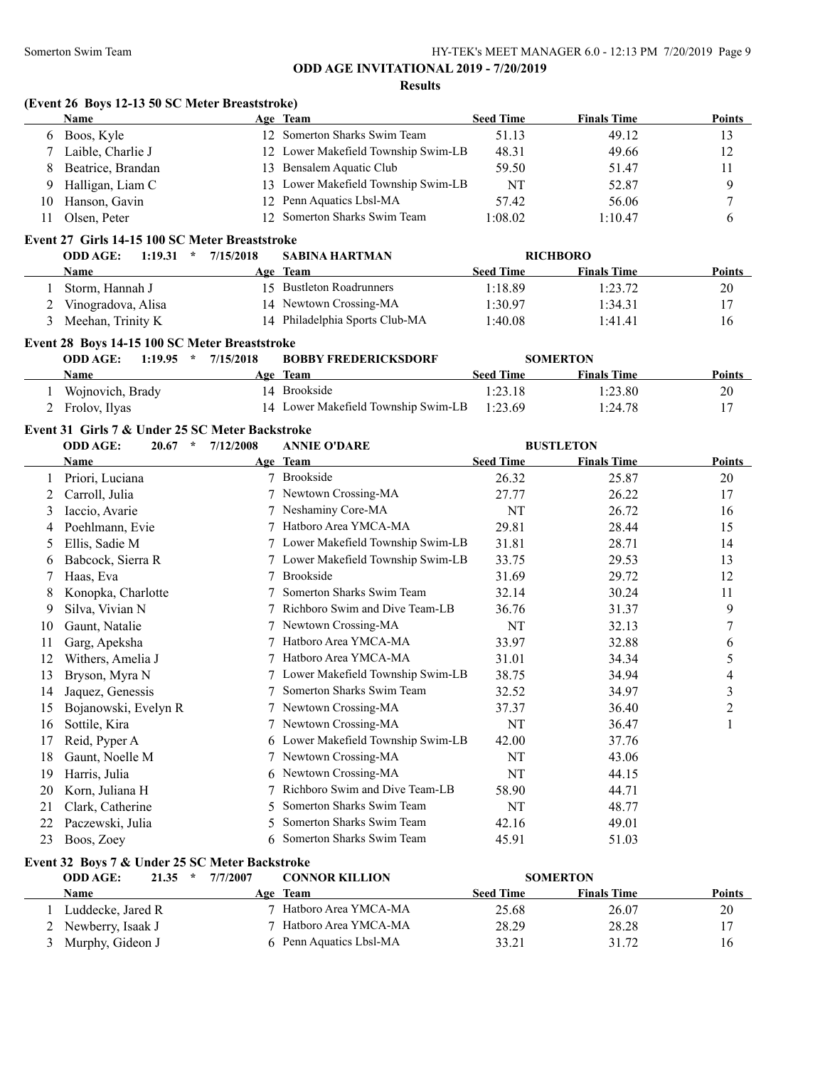## ODD AGE INVITATIONAL 2019 - 7/20/2019

### Results

### (Event 26 Boys 12-13 50 SC Meter Breaststroke)

| | Name | Age | Team | Seed Time | Finals Time | Points |
|---|---|---|---|---|---|---|
| 6 | Boos, Kyle | 12 | Somerton Sharks Swim Team | 51.13 | 49.12 | 13 |
| 7 | Laible, Charlie J | 12 | Lower Makefield Township Swim-LB | 48.31 | 49.66 | 12 |
| 8 | Beatrice, Brandan | 13 | Bensalem Aquatic Club | 59.50 | 51.47 | 11 |
| 9 | Halligan, Liam C | 13 | Lower Makefield Township Swim-LB | NT | 52.87 | 9 |
| 10 | Hanson, Gavin | 12 | Penn Aquatics Lbsl-MA | 57.42 | 56.06 | 7 |
| 11 | Olsen, Peter | 12 | Somerton Sharks Swim Team | 1:08.02 | 1:10.47 | 6 |

### Event 27 Girls 14-15 100 SC Meter Breaststroke

ODD AGE: 1:19.31 * 7/15/2018 SABINA HARTMAN RICHBORO

| | Name | Age | Team | Seed Time | Finals Time | Points |
|---|---|---|---|---|---|---|
| 1 | Storm, Hannah J | 15 | Bustleton Roadrunners | 1:18.89 | 1:23.72 | 20 |
| 2 | Vinogradova, Alisa | 14 | Newtown Crossing-MA | 1:30.97 | 1:34.31 | 17 |
| 3 | Meehan, Trinity K | 14 | Philadelphia Sports Club-MA | 1:40.08 | 1:41.41 | 16 |

### Event 28 Boys 14-15 100 SC Meter Breaststroke

ODD AGE: 1:19.95 * 7/15/2018 BOBBY FREDERICKSDORF SOMERTON

| | Name | Age | Team | Seed Time | Finals Time | Points |
|---|---|---|---|---|---|---|
| 1 | Wojnovich, Brady | 14 | Brookside | 1:23.18 | 1:23.80 | 20 |
| 2 | Frolov, Ilyas | 14 | Lower Makefield Township Swim-LB | 1:23.69 | 1:24.78 | 17 |

### Event 31 Girls 7 & Under 25 SC Meter Backstroke

ODD AGE: 20.67 * 7/12/2008 ANNIE O'DARE BUSTLETON

| | Name | Age | Team | Seed Time | Finals Time | Points |
|---|---|---|---|---|---|---|
| 1 | Priori, Luciana | 7 | Brookside | 26.32 | 25.87 | 20 |
| 2 | Carroll, Julia | 7 | Newtown Crossing-MA | 27.77 | 26.22 | 17 |
| 3 | Iaccio, Avarie | 7 | Neshaminy Core-MA | NT | 26.72 | 16 |
| 4 | Poehlmann, Evie | 7 | Hatboro Area YMCA-MA | 29.81 | 28.44 | 15 |
| 5 | Ellis, Sadie M | 7 | Lower Makefield Township Swim-LB | 31.81 | 28.71 | 14 |
| 6 | Babcock, Sierra R | 7 | Lower Makefield Township Swim-LB | 33.75 | 29.53 | 13 |
| 7 | Haas, Eva | 7 | Brookside | 31.69 | 29.72 | 12 |
| 8 | Konopka, Charlotte | 7 | Somerton Sharks Swim Team | 32.14 | 30.24 | 11 |
| 9 | Silva, Vivian N | 7 | Richboro Swim and Dive Team-LB | 36.76 | 31.37 | 9 |
| 10 | Gaunt, Natalie | 7 | Newtown Crossing-MA | NT | 32.13 | 7 |
| 11 | Garg, Apeksha | 7 | Hatboro Area YMCA-MA | 33.97 | 32.88 | 6 |
| 12 | Withers, Amelia J | 7 | Hatboro Area YMCA-MA | 31.01 | 34.34 | 5 |
| 13 | Bryson, Myra N | 7 | Lower Makefield Township Swim-LB | 38.75 | 34.94 | 4 |
| 14 | Jaquez, Genessis | 7 | Somerton Sharks Swim Team | 32.52 | 34.97 | 3 |
| 15 | Bojanowski, Evelyn R | 7 | Newtown Crossing-MA | 37.37 | 36.40 | 2 |
| 16 | Sottile, Kira | 7 | Newtown Crossing-MA | NT | 36.47 | 1 |
| 17 | Reid, Pyper A | 6 | Lower Makefield Township Swim-LB | 42.00 | 37.76 | |
| 18 | Gaunt, Noelle M | 7 | Newtown Crossing-MA | NT | 43.06 | |
| 19 | Harris, Julia | 6 | Newtown Crossing-MA | NT | 44.15 | |
| 20 | Korn, Juliana H | 7 | Richboro Swim and Dive Team-LB | 58.90 | 44.71 | |
| 21 | Clark, Catherine | 5 | Somerton Sharks Swim Team | NT | 48.77 | |
| 22 | Paczewski, Julia | 5 | Somerton Sharks Swim Team | 42.16 | 49.01 | |
| 23 | Boos, Zoey | 6 | Somerton Sharks Swim Team | 45.91 | 51.03 | |

### Event 32 Boys 7 & Under 25 SC Meter Backstroke

ODD AGE: 21.35 * 7/7/2007 CONNOR KILLION SOMERTON

| | Name | Age | Team | Seed Time | Finals Time | Points |
|---|---|---|---|---|---|---|
| 1 | Luddecke, Jared R | 7 | Hatboro Area YMCA-MA | 25.68 | 26.07 | 20 |
| 2 | Newberry, Isaak J | 7 | Hatboro Area YMCA-MA | 28.29 | 28.28 | 17 |
| 3 | Murphy, Gideon J | 6 | Penn Aquatics Lbsl-MA | 33.21 | 31.72 | 16 |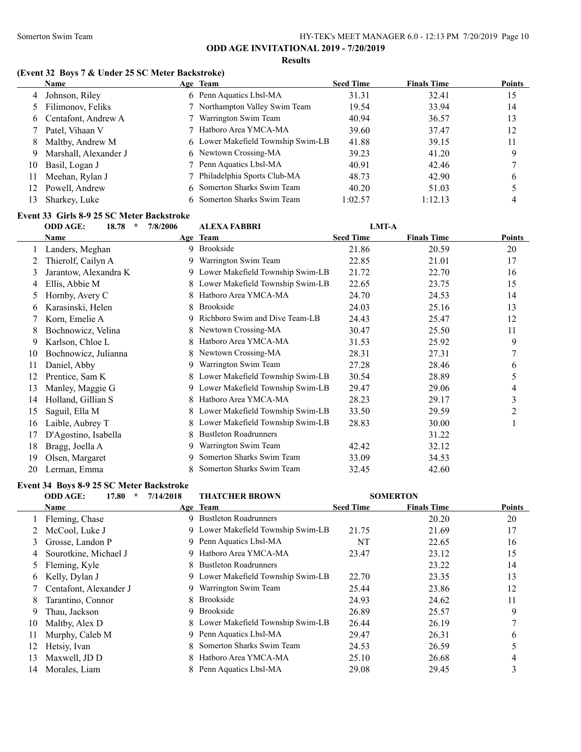**ODD AGE INVITATIONAL 2019 - 7/20/2019**

**Results**

### (Event 32 Boys 7 & Under 25 SC Meter Backstroke)

| | Name | Age | Team | Seed Time | Finals Time | Points |
|---|---|---|---|---|---|---|
| 4 | Johnson, Riley | 6 | Penn Aquatics Lbsl-MA | 31.31 | 32.41 | 15 |
| 5 | Filimonov, Feliks | 7 | Northampton Valley Swim Team | 19.54 | 33.94 | 14 |
| 6 | Centafont, Andrew A | 7 | Warrington Swim Team | 40.94 | 36.57 | 13 |
| 7 | Patel, Vihaan V | 7 | Hatboro Area YMCA-MA | 39.60 | 37.47 | 12 |
| 8 | Maltby, Andrew M | 6 | Lower Makefield Township Swim-LB | 41.88 | 39.15 | 11 |
| 9 | Marshall, Alexander J | 6 | Newtown Crossing-MA | 39.23 | 41.20 | 9 |
| 10 | Basil, Logan J | 7 | Penn Aquatics Lbsl-MA | 40.91 | 42.46 | 7 |
| 11 | Meehan, Rylan J | 7 | Philadelphia Sports Club-MA | 48.73 | 42.90 | 6 |
| 12 | Powell, Andrew | 6 | Somerton Sharks Swim Team | 40.20 | 51.03 | 5 |
| 13 | Sharkey, Luke | 6 | Somerton Sharks Swim Team | 1:02.57 | 1:12.13 | 4 |

### Event 33 Girls 8-9 25 SC Meter Backstroke

ODD AGE: 18.78 * 7/8/2006 ALEXA FABBRI LMT-A

| | Name | Age | Team | Seed Time | Finals Time | Points |
|---|---|---|---|---|---|---|
| 1 | Landers, Meghan | 9 | Brookside | 21.86 | 20.59 | 20 |
| 2 | Thierolf, Cailyn A | 9 | Warrington Swim Team | 22.85 | 21.01 | 17 |
| 3 | Jarantow, Alexandra K | 9 | Lower Makefield Township Swim-LB | 21.72 | 22.70 | 16 |
| 4 | Ellis, Abbie M | 8 | Lower Makefield Township Swim-LB | 22.65 | 23.75 | 15 |
| 5 | Hornby, Avery C | 8 | Hatboro Area YMCA-MA | 24.70 | 24.53 | 14 |
| 6 | Karasinski, Helen | 8 | Brookside | 24.03 | 25.16 | 13 |
| 7 | Korn, Emelie A | 9 | Richboro Swim and Dive Team-LB | 24.43 | 25.47 | 12 |
| 8 | Bochnowicz, Velina | 8 | Newtown Crossing-MA | 30.47 | 25.50 | 11 |
| 9 | Karlson, Chloe L | 8 | Hatboro Area YMCA-MA | 31.53 | 25.92 | 9 |
| 10 | Bochnowicz, Julianna | 8 | Newtown Crossing-MA | 28.31 | 27.31 | 7 |
| 11 | Daniel, Abby | 9 | Warrington Swim Team | 27.28 | 28.46 | 6 |
| 12 | Prentice, Sam K | 8 | Lower Makefield Township Swim-LB | 30.54 | 28.89 | 5 |
| 13 | Manley, Maggie G | 9 | Lower Makefield Township Swim-LB | 29.47 | 29.06 | 4 |
| 14 | Holland, Gillian S | 8 | Hatboro Area YMCA-MA | 28.23 | 29.17 | 3 |
| 15 | Saguil, Ella M | 8 | Lower Makefield Township Swim-LB | 33.50 | 29.59 | 2 |
| 16 | Laible, Aubrey T | 8 | Lower Makefield Township Swim-LB | 28.83 | 30.00 | 1 |
| 17 | D'Agostino, Isabella | 8 | Bustleton Roadrunners | | 31.22 | |
| 18 | Bragg, Joella A | 9 | Warrington Swim Team | 42.42 | 32.12 | |
| 19 | Olsen, Margaret | 9 | Somerton Sharks Swim Team | 33.09 | 34.53 | |
| 20 | Lerman, Emma | 8 | Somerton Sharks Swim Team | 32.45 | 42.60 | |

### Event 34 Boys 8-9 25 SC Meter Backstroke

ODD AGE: 17.80 * 7/14/2018 THATCHER BROWN SOMERTON

| | Name | Age | Team | Seed Time | Finals Time | Points |
|---|---|---|---|---|---|---|
| 1 | Fleming, Chase | 9 | Bustleton Roadrunners | | 20.20 | 20 |
| 2 | McCool, Luke J | 9 | Lower Makefield Township Swim-LB | 21.75 | 21.69 | 17 |
| 3 | Grosse, Landon P | 9 | Penn Aquatics Lbsl-MA | NT | 22.65 | 16 |
| 4 | Sourotkine, Michael J | 9 | Hatboro Area YMCA-MA | 23.47 | 23.12 | 15 |
| 5 | Fleming, Kyle | 8 | Bustleton Roadrunners | | 23.22 | 14 |
| 6 | Kelly, Dylan J | 9 | Lower Makefield Township Swim-LB | 22.70 | 23.35 | 13 |
| 7 | Centafont, Alexander J | 9 | Warrington Swim Team | 25.44 | 23.86 | 12 |
| 8 | Tarantino, Connor | 8 | Brookside | 24.93 | 24.62 | 11 |
| 9 | Thau, Jackson | 9 | Brookside | 26.89 | 25.57 | 9 |
| 10 | Maltby, Alex D | 8 | Lower Makefield Township Swim-LB | 26.44 | 26.19 | 7 |
| 11 | Murphy, Caleb M | 9 | Penn Aquatics Lbsl-MA | 29.47 | 26.31 | 6 |
| 12 | Hetsiy, Ivan | 8 | Somerton Sharks Swim Team | 24.53 | 26.59 | 5 |
| 13 | Maxwell, JD D | 8 | Hatboro Area YMCA-MA | 25.10 | 26.68 | 4 |
| 14 | Morales, Liam | 8 | Penn Aquatics Lbsl-MA | 29.08 | 29.45 | 3 |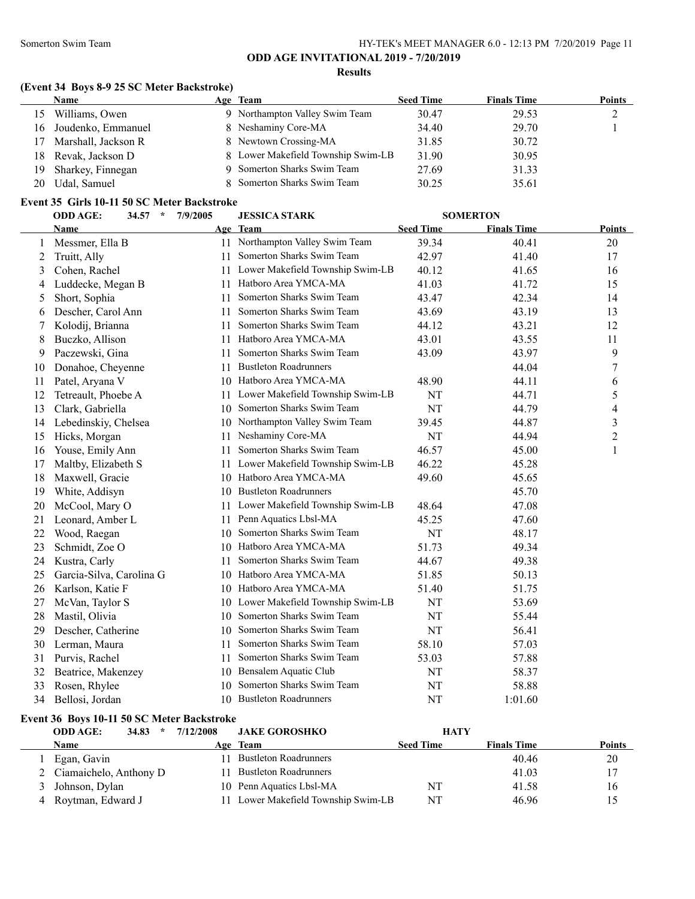**ODD AGE INVITATIONAL 2019 - 7/20/2019**

**Results**

### (Event 34 Boys 8-9 25 SC Meter Backstroke)

| | Name | Age | Team | Seed Time | Finals Time | Points |
|---|---|---|---|---|---|---|
| 15 | Williams, Owen | 9 | Northampton Valley Swim Team | 30.47 | 29.53 | 2 |
| 16 | Joudenko, Emmanuel | 8 | Neshaminy Core-MA | 34.40 | 29.70 | 1 |
| 17 | Marshall, Jackson R | 8 | Newtown Crossing-MA | 31.85 | 30.72 | |
| 18 | Revak, Jackson D | 8 | Lower Makefield Township Swim-LB | 31.90 | 30.95 | |
| 19 | Sharkey, Finnegan | 9 | Somerton Sharks Swim Team | 27.69 | 31.33 | |
| 20 | Udal, Samuel | 8 | Somerton Sharks Swim Team | 30.25 | 35.61 | |

### Event 35 Girls 10-11 50 SC Meter Backstroke

ODD AGE: 34.57 * 7/9/2005 JESSICA STARK SOMERTON

| | Name | Age | Team | Seed Time | Finals Time | Points |
|---|---|---|---|---|---|---|
| 1 | Messmer, Ella B | 11 | Northampton Valley Swim Team | 39.34 | 40.41 | 20 |
| 2 | Truitt, Ally | 11 | Somerton Sharks Swim Team | 42.97 | 41.40 | 17 |
| 3 | Cohen, Rachel | 11 | Lower Makefield Township Swim-LB | 40.12 | 41.65 | 16 |
| 4 | Luddecke, Megan B | 11 | Hatboro Area YMCA-MA | 41.03 | 41.72 | 15 |
| 5 | Short, Sophia | 11 | Somerton Sharks Swim Team | 43.47 | 42.34 | 14 |
| 6 | Descher, Carol Ann | 11 | Somerton Sharks Swim Team | 43.69 | 43.19 | 13 |
| 7 | Kolodij, Brianna | 11 | Somerton Sharks Swim Team | 44.12 | 43.21 | 12 |
| 8 | Buczko, Allison | 11 | Hatboro Area YMCA-MA | 43.01 | 43.55 | 11 |
| 9 | Paczewski, Gina | 11 | Somerton Sharks Swim Team | 43.09 | 43.97 | 9 |
| 10 | Donahoe, Cheyenne | 11 | Bustleton Roadrunners | | 44.04 | 7 |
| 11 | Patel, Aryana V | 10 | Hatboro Area YMCA-MA | 48.90 | 44.11 | 6 |
| 12 | Tetreault, Phoebe A | 11 | Lower Makefield Township Swim-LB | NT | 44.71 | 5 |
| 13 | Clark, Gabriella | 10 | Somerton Sharks Swim Team | NT | 44.79 | 4 |
| 14 | Lebedinskiy, Chelsea | 10 | Northampton Valley Swim Team | 39.45 | 44.87 | 3 |
| 15 | Hicks, Morgan | 11 | Neshaminy Core-MA | NT | 44.94 | 2 |
| 16 | Youse, Emily Ann | 11 | Somerton Sharks Swim Team | 46.57 | 45.00 | 1 |
| 17 | Maltby, Elizabeth S | 11 | Lower Makefield Township Swim-LB | 46.22 | 45.28 | |
| 18 | Maxwell, Gracie | 10 | Hatboro Area YMCA-MA | 49.60 | 45.65 | |
| 19 | White, Addisyn | 10 | Bustleton Roadrunners | | 45.70 | |
| 20 | McCool, Mary O | 11 | Lower Makefield Township Swim-LB | 48.64 | 47.08 | |
| 21 | Leonard, Amber L | 11 | Penn Aquatics Lbsl-MA | 45.25 | 47.60 | |
| 22 | Wood, Raegan | 10 | Somerton Sharks Swim Team | NT | 48.17 | |
| 23 | Schmidt, Zoe O | 10 | Hatboro Area YMCA-MA | 51.73 | 49.34 | |
| 24 | Kustra, Carly | 11 | Somerton Sharks Swim Team | 44.67 | 49.38 | |
| 25 | Garcia-Silva, Carolina G | 10 | Hatboro Area YMCA-MA | 51.85 | 50.13 | |
| 26 | Karlson, Katie F | 10 | Hatboro Area YMCA-MA | 51.40 | 51.75 | |
| 27 | McVan, Taylor S | 10 | Lower Makefield Township Swim-LB | NT | 53.69 | |
| 28 | Mastil, Olivia | 10 | Somerton Sharks Swim Team | NT | 55.44 | |
| 29 | Descher, Catherine | 10 | Somerton Sharks Swim Team | NT | 56.41 | |
| 30 | Lerman, Maura | 11 | Somerton Sharks Swim Team | 58.10 | 57.03 | |
| 31 | Purvis, Rachel | 11 | Somerton Sharks Swim Team | 53.03 | 57.88 | |
| 32 | Beatrice, Makenzey | 10 | Bensalem Aquatic Club | NT | 58.37 | |
| 33 | Rosen, Rhylee | 10 | Somerton Sharks Swim Team | NT | 58.88 | |
| 34 | Bellosi, Jordan | 10 | Bustleton Roadrunners | NT | 1:01.60 | |

### Event 36 Boys 10-11 50 SC Meter Backstroke

ODD AGE: 34.83 * 7/12/2008 JAKE GOROSHKO HATY

| | Name | Age | Team | Seed Time | Finals Time | Points |
|---|---|---|---|---|---|---|
| 1 | Egan, Gavin | 11 | Bustleton Roadrunners | | 40.46 | 20 |
| 2 | Ciamaichelo, Anthony D | 11 | Bustleton Roadrunners | | 41.03 | 17 |
| 3 | Johnson, Dylan | 10 | Penn Aquatics Lbsl-MA | NT | 41.58 | 16 |
| 4 | Roytman, Edward J | 11 | Lower Makefield Township Swim-LB | NT | 46.96 | 15 |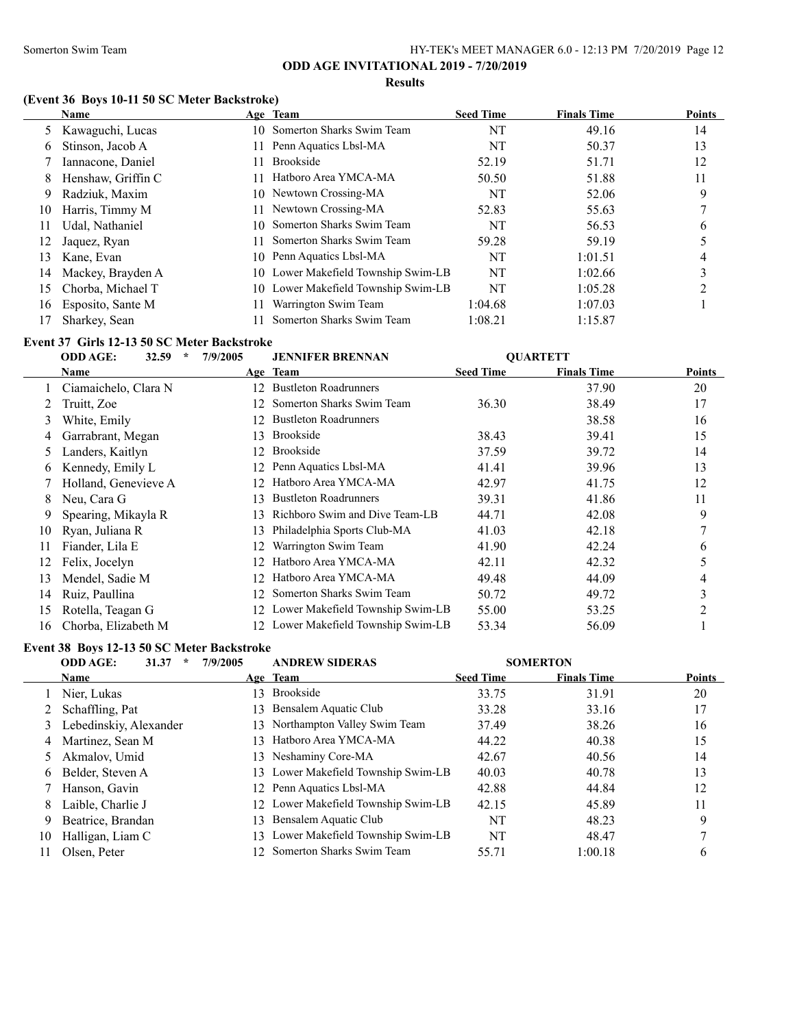## ODD AGE INVITATIONAL 2019 - 7/20/2019

### Results

### (Event 36 Boys 10-11 50 SC Meter Backstroke)

| | Name | Age | Team | Seed Time | Finals Time | Points |
|---|---|---|---|---|---|---|
| 5 | Kawaguchi, Lucas | 10 | Somerton Sharks Swim Team | NT | 49.16 | 14 |
| 6 | Stinson, Jacob A | 11 | Penn Aquatics Lbsl-MA | NT | 50.37 | 13 |
| 7 | Iannacone, Daniel | 11 | Brookside | 52.19 | 51.71 | 12 |
| 8 | Henshaw, Griffin C | 11 | Hatboro Area YMCA-MA | 50.50 | 51.88 | 11 |
| 9 | Radziuk, Maxim | 10 | Newtown Crossing-MA | NT | 52.06 | 9 |
| 10 | Harris, Timmy M | 11 | Newtown Crossing-MA | 52.83 | 55.63 | 7 |
| 11 | Udal, Nathaniel | 10 | Somerton Sharks Swim Team | NT | 56.53 | 6 |
| 12 | Jaquez, Ryan | 11 | Somerton Sharks Swim Team | 59.28 | 59.19 | 5 |
| 13 | Kane, Evan | 10 | Penn Aquatics Lbsl-MA | NT | 1:01.51 | 4 |
| 14 | Mackey, Brayden A | 10 | Lower Makefield Township Swim-LB | NT | 1:02.66 | 3 |
| 15 | Chorba, Michael T | 10 | Lower Makefield Township Swim-LB | NT | 1:05.28 | 2 |
| 16 | Esposito, Sante M | 11 | Warrington Swim Team | 1:04.68 | 1:07.03 | 1 |
| 17 | Sharkey, Sean | 11 | Somerton Sharks Swim Team | 1:08.21 | 1:15.87 | |

### Event 37 Girls 12-13 50 SC Meter Backstroke

ODD AGE: 32.59 * 7/9/2005 JENNIFER BRENNAN QUARTETT

| | Name | Age | Team | Seed Time | Finals Time | Points |
|---|---|---|---|---|---|---|
| 1 | Ciamaichelo, Clara N | 12 | Bustleton Roadrunners | | 37.90 | 20 |
| 2 | Truitt, Zoe | 12 | Somerton Sharks Swim Team | 36.30 | 38.49 | 17 |
| 3 | White, Emily | 12 | Bustleton Roadrunners | | 38.58 | 16 |
| 4 | Garrabrant, Megan | 13 | Brookside | 38.43 | 39.41 | 15 |
| 5 | Landers, Kaitlyn | 12 | Brookside | 37.59 | 39.72 | 14 |
| 6 | Kennedy, Emily L | 12 | Penn Aquatics Lbsl-MA | 41.41 | 39.96 | 13 |
| 7 | Holland, Genevieve A | 12 | Hatboro Area YMCA-MA | 42.97 | 41.75 | 12 |
| 8 | Neu, Cara G | 13 | Bustleton Roadrunners | 39.31 | 41.86 | 11 |
| 9 | Spearing, Mikayla R | 13 | Richboro Swim and Dive Team-LB | 44.71 | 42.08 | 9 |
| 10 | Ryan, Juliana R | 13 | Philadelphia Sports Club-MA | 41.03 | 42.18 | 7 |
| 11 | Fiander, Lila E | 12 | Warrington Swim Team | 41.90 | 42.24 | 6 |
| 12 | Felix, Jocelyn | 12 | Hatboro Area YMCA-MA | 42.11 | 42.32 | 5 |
| 13 | Mendel, Sadie M | 12 | Hatboro Area YMCA-MA | 49.48 | 44.09 | 4 |
| 14 | Ruiz, Paullina | 12 | Somerton Sharks Swim Team | 50.72 | 49.72 | 3 |
| 15 | Rotella, Teagan G | 12 | Lower Makefield Township Swim-LB | 55.00 | 53.25 | 2 |
| 16 | Chorba, Elizabeth M | 12 | Lower Makefield Township Swim-LB | 53.34 | 56.09 | 1 |

### Event 38 Boys 12-13 50 SC Meter Backstroke

ODD AGE: 31.37 * 7/9/2005 ANDREW SIDERAS SOMERTON

| | Name | Age | Team | Seed Time | Finals Time | Points |
|---|---|---|---|---|---|---|
| 1 | Nier, Lukas | 13 | Brookside | 33.75 | 31.91 | 20 |
| 2 | Schaffling, Pat | 13 | Bensalem Aquatic Club | 33.28 | 33.16 | 17 |
| 3 | Lebedinskiy, Alexander | 13 | Northampton Valley Swim Team | 37.49 | 38.26 | 16 |
| 4 | Martinez, Sean M | 13 | Hatboro Area YMCA-MA | 44.22 | 40.38 | 15 |
| 5 | Akmalov, Umid | 13 | Neshaminy Core-MA | 42.67 | 40.56 | 14 |
| 6 | Belder, Steven A | 13 | Lower Makefield Township Swim-LB | 40.03 | 40.78 | 13 |
| 7 | Hanson, Gavin | 12 | Penn Aquatics Lbsl-MA | 42.88 | 44.84 | 12 |
| 8 | Laible, Charlie J | 12 | Lower Makefield Township Swim-LB | 42.15 | 45.89 | 11 |
| 9 | Beatrice, Brandan | 13 | Bensalem Aquatic Club | NT | 48.23 | 9 |
| 10 | Halligan, Liam C | 13 | Lower Makefield Township Swim-LB | NT | 48.47 | 7 |
| 11 | Olsen, Peter | 12 | Somerton Sharks Swim Team | 55.71 | 1:00.18 | 6 |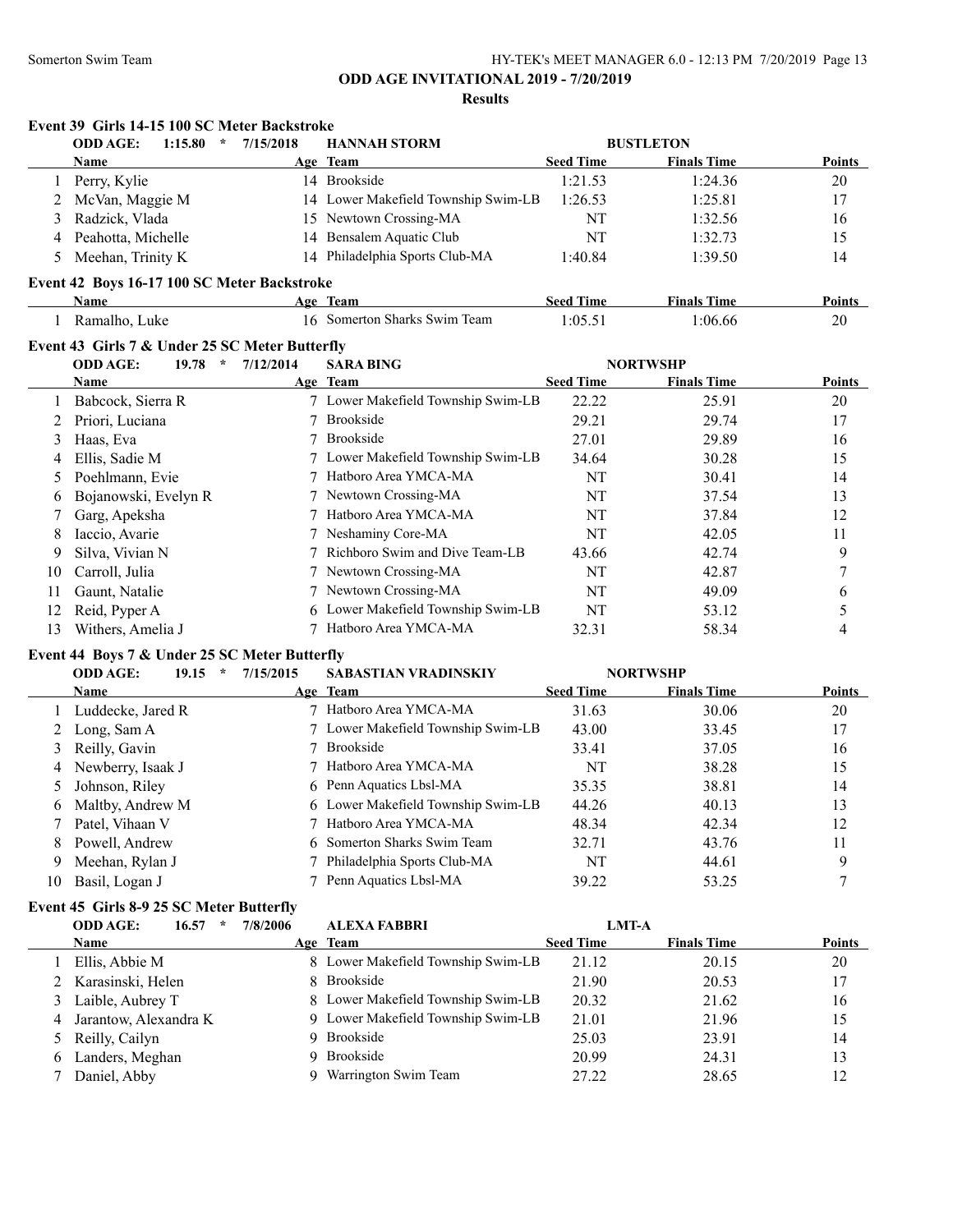# ODD AGE INVITATIONAL 2019 - 7/20/2019

## Results

### Event 39 Girls 14-15 100 SC Meter Backstroke

ODD AGE: 1:15.80 * 7/15/2018 HANNAH STORM BUSTLETON

| | Name | Age | Team | Seed Time | Finals Time | Points |
|---|---|---|---|---|---|---|
| 1 | Perry, Kylie | 14 | Brookside | 1:21.53 | 1:24.36 | 20 |
| 2 | McVan, Maggie M | 14 | Lower Makefield Township Swim-LB | 1:26.53 | 1:25.81 | 17 |
| 3 | Radzick, Vlada | 15 | Newtown Crossing-MA | NT | 1:32.56 | 16 |
| 4 | Peahotta, Michelle | 14 | Bensalem Aquatic Club | NT | 1:32.73 | 15 |
| 5 | Meehan, Trinity K | 14 | Philadelphia Sports Club-MA | 1:40.84 | 1:39.50 | 14 |

### Event 42 Boys 16-17 100 SC Meter Backstroke

| | Name | Age | Team | Seed Time | Finals Time | Points |
|---|---|---|---|---|---|---|
| 1 | Ramalho, Luke | 16 | Somerton Sharks Swim Team | 1:05.51 | 1:06.66 | 20 |

### Event 43 Girls 7 & Under 25 SC Meter Butterfly

ODD AGE: 19.78 * 7/12/2014 SARA BING NORTWSHP

| | Name | Age | Team | Seed Time | Finals Time | Points |
|---|---|---|---|---|---|---|
| 1 | Babcock, Sierra R | 7 | Lower Makefield Township Swim-LB | 22.22 | 25.91 | 20 |
| 2 | Priori, Luciana | 7 | Brookside | 29.21 | 29.74 | 17 |
| 3 | Haas, Eva | 7 | Brookside | 27.01 | 29.89 | 16 |
| 4 | Ellis, Sadie M | 7 | Lower Makefield Township Swim-LB | 34.64 | 30.28 | 15 |
| 5 | Poehlmann, Evie | 7 | Hatboro Area YMCA-MA | NT | 30.41 | 14 |
| 6 | Bojanowski, Evelyn R | 7 | Newtown Crossing-MA | NT | 37.54 | 13 |
| 7 | Garg, Apeksha | 7 | Hatboro Area YMCA-MA | NT | 37.84 | 12 |
| 8 | Iaccio, Avarie | 7 | Neshaminy Core-MA | NT | 42.05 | 11 |
| 9 | Silva, Vivian N | 7 | Richboro Swim and Dive Team-LB | 43.66 | 42.74 | 9 |
| 10 | Carroll, Julia | 7 | Newtown Crossing-MA | NT | 42.87 | 7 |
| 11 | Gaunt, Natalie | 7 | Newtown Crossing-MA | NT | 49.09 | 6 |
| 12 | Reid, Pyper A | 6 | Lower Makefield Township Swim-LB | NT | 53.12 | 5 |
| 13 | Withers, Amelia J | 7 | Hatboro Area YMCA-MA | 32.31 | 58.34 | 4 |

### Event 44 Boys 7 & Under 25 SC Meter Butterfly

ODD AGE: 19.15 * 7/15/2015 SABASTIAN VRADINSKIY NORTWSHP

| | Name | Age | Team | Seed Time | Finals Time | Points |
|---|---|---|---|---|---|---|
| 1 | Luddecke, Jared R | 7 | Hatboro Area YMCA-MA | 31.63 | 30.06 | 20 |
| 2 | Long, Sam A | 7 | Lower Makefield Township Swim-LB | 43.00 | 33.45 | 17 |
| 3 | Reilly, Gavin | 7 | Brookside | 33.41 | 37.05 | 16 |
| 4 | Newberry, Isaak J | 7 | Hatboro Area YMCA-MA | NT | 38.28 | 15 |
| 5 | Johnson, Riley | 6 | Penn Aquatics Lbsl-MA | 35.35 | 38.81 | 14 |
| 6 | Maltby, Andrew M | 6 | Lower Makefield Township Swim-LB | 44.26 | 40.13 | 13 |
| 7 | Patel, Vihaan V | 7 | Hatboro Area YMCA-MA | 48.34 | 42.34 | 12 |
| 8 | Powell, Andrew | 6 | Somerton Sharks Swim Team | 32.71 | 43.76 | 11 |
| 9 | Meehan, Rylan J | 7 | Philadelphia Sports Club-MA | NT | 44.61 | 9 |
| 10 | Basil, Logan J | 7 | Penn Aquatics Lbsl-MA | 39.22 | 53.25 | 7 |

### Event 45 Girls 8-9 25 SC Meter Butterfly

ODD AGE: 16.57 * 7/8/2006 ALEXA FABBRI LMT-A

| | Name | Age | Team | Seed Time | Finals Time | Points |
|---|---|---|---|---|---|---|
| 1 | Ellis, Abbie M | 8 | Lower Makefield Township Swim-LB | 21.12 | 20.15 | 20 |
| 2 | Karasinski, Helen | 8 | Brookside | 21.90 | 20.53 | 17 |
| 3 | Laible, Aubrey T | 8 | Lower Makefield Township Swim-LB | 20.32 | 21.62 | 16 |
| 4 | Jarantow, Alexandra K | 9 | Lower Makefield Township Swim-LB | 21.01 | 21.96 | 15 |
| 5 | Reilly, Cailyn | 9 | Brookside | 25.03 | 23.91 | 14 |
| 6 | Landers, Meghan | 9 | Brookside | 20.99 | 24.31 | 13 |
| 7 | Daniel, Abby | 9 | Warrington Swim Team | 27.22 | 28.65 | 12 |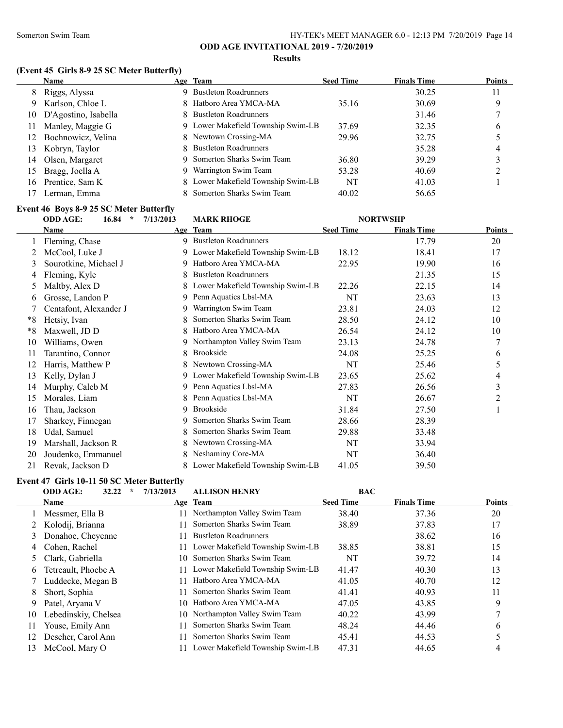## ODD AGE INVITATIONAL 2019 - 7/20/2019

### Results

### (Event 45 Girls 8-9 25 SC Meter Butterfly)

| | Name | Age | Team | Seed Time | Finals Time | Points |
|---|---|---|---|---|---|---|
| 8 | Riggs, Alyssa | 9 | Bustleton Roadrunners | | 30.25 | 11 |
| 9 | Karlson, Chloe L | 8 | Hatboro Area YMCA-MA | 35.16 | 30.69 | 9 |
| 10 | D'Agostino, Isabella | 8 | Bustleton Roadrunners | | 31.46 | 7 |
| 11 | Manley, Maggie G | 9 | Lower Makefield Township Swim-LB | 37.69 | 32.35 | 6 |
| 12 | Bochnowicz, Velina | 8 | Newtown Crossing-MA | 29.96 | 32.75 | 5 |
| 13 | Kobryn, Taylor | 8 | Bustleton Roadrunners | | 35.28 | 4 |
| 14 | Olsen, Margaret | 9 | Somerton Sharks Swim Team | 36.80 | 39.29 | 3 |
| 15 | Bragg, Joella A | 9 | Warrington Swim Team | 53.28 | 40.69 | 2 |
| 16 | Prentice, Sam K | 8 | Lower Makefield Township Swim-LB | NT | 41.03 | 1 |
| 17 | Lerman, Emma | 8 | Somerton Sharks Swim Team | 40.02 | 56.65 | |

### Event 46 Boys 8-9 25 SC Meter Butterfly

**ODD AGE: 16.84 * 7/13/2013 MARK RHOGE NORTWSHP**

| | Name | Age | Team | Seed Time | Finals Time | Points |
|---|---|---|---|---|---|---|
| 1 | Fleming, Chase | 9 | Bustleton Roadrunners | | 17.79 | 20 |
| 2 | McCool, Luke J | 9 | Lower Makefield Township Swim-LB | 18.12 | 18.41 | 17 |
| 3 | Sourotkine, Michael J | 9 | Hatboro Area YMCA-MA | 22.95 | 19.90 | 16 |
| 4 | Fleming, Kyle | 8 | Bustleton Roadrunners | | 21.35 | 15 |
| 5 | Maltby, Alex D | 8 | Lower Makefield Township Swim-LB | 22.26 | 22.15 | 14 |
| 6 | Grosse, Landon P | 9 | Penn Aquatics Lbsl-MA | NT | 23.63 | 13 |
| 7 | Centafont, Alexander J | 9 | Warrington Swim Team | 23.81 | 24.03 | 12 |
| *8 | Hetsiy, Ivan | 8 | Somerton Sharks Swim Team | 28.50 | 24.12 | 10 |
| *8 | Maxwell, JD D | 8 | Hatboro Area YMCA-MA | 26.54 | 24.12 | 10 |
| 10 | Williams, Owen | 9 | Northampton Valley Swim Team | 23.13 | 24.78 | 7 |
| 11 | Tarantino, Connor | 8 | Brookside | 24.08 | 25.25 | 6 |
| 12 | Harris, Matthew P | 8 | Newtown Crossing-MA | NT | 25.46 | 5 |
| 13 | Kelly, Dylan J | 9 | Lower Makefield Township Swim-LB | 23.65 | 25.62 | 4 |
| 14 | Murphy, Caleb M | 9 | Penn Aquatics Lbsl-MA | 27.83 | 26.56 | 3 |
| 15 | Morales, Liam | 8 | Penn Aquatics Lbsl-MA | NT | 26.67 | 2 |
| 16 | Thau, Jackson | 9 | Brookside | 31.84 | 27.50 | 1 |
| 17 | Sharkey, Finnegan | 9 | Somerton Sharks Swim Team | 28.66 | 28.39 | |
| 18 | Udal, Samuel | 8 | Somerton Sharks Swim Team | 29.88 | 33.48 | |
| 19 | Marshall, Jackson R | 8 | Newtown Crossing-MA | NT | 33.94 | |
| 20 | Joudenko, Emmanuel | 8 | Neshaminy Core-MA | NT | 36.40 | |
| 21 | Revak, Jackson D | 8 | Lower Makefield Township Swim-LB | 41.05 | 39.50 | |

### Event 47 Girls 10-11 50 SC Meter Butterfly

**ODD AGE: 32.22 * 7/13/2013 ALLISON HENRY BAC**

| | Name | Age | Team | Seed Time | Finals Time | Points |
|---|---|---|---|---|---|---|
| 1 | Messmer, Ella B | 11 | Northampton Valley Swim Team | 38.40 | 37.36 | 20 |
| 2 | Kolodij, Brianna | 11 | Somerton Sharks Swim Team | 38.89 | 37.83 | 17 |
| 3 | Donahoe, Cheyenne | 11 | Bustleton Roadrunners | | 38.62 | 16 |
| 4 | Cohen, Rachel | 11 | Lower Makefield Township Swim-LB | 38.85 | 38.81 | 15 |
| 5 | Clark, Gabriella | 10 | Somerton Sharks Swim Team | NT | 39.72 | 14 |
| 6 | Tetreault, Phoebe A | 11 | Lower Makefield Township Swim-LB | 41.47 | 40.30 | 13 |
| 7 | Luddecke, Megan B | 11 | Hatboro Area YMCA-MA | 41.05 | 40.70 | 12 |
| 8 | Short, Sophia | 11 | Somerton Sharks Swim Team | 41.41 | 40.93 | 11 |
| 9 | Patel, Aryana V | 10 | Hatboro Area YMCA-MA | 47.05 | 43.85 | 9 |
| 10 | Lebedinskiy, Chelsea | 10 | Northampton Valley Swim Team | 40.22 | 43.99 | 7 |
| 11 | Youse, Emily Ann | 11 | Somerton Sharks Swim Team | 48.24 | 44.46 | 6 |
| 12 | Descher, Carol Ann | 11 | Somerton Sharks Swim Team | 45.41 | 44.53 | 5 |
| 13 | McCool, Mary O | 11 | Lower Makefield Township Swim-LB | 47.31 | 44.65 | 4 |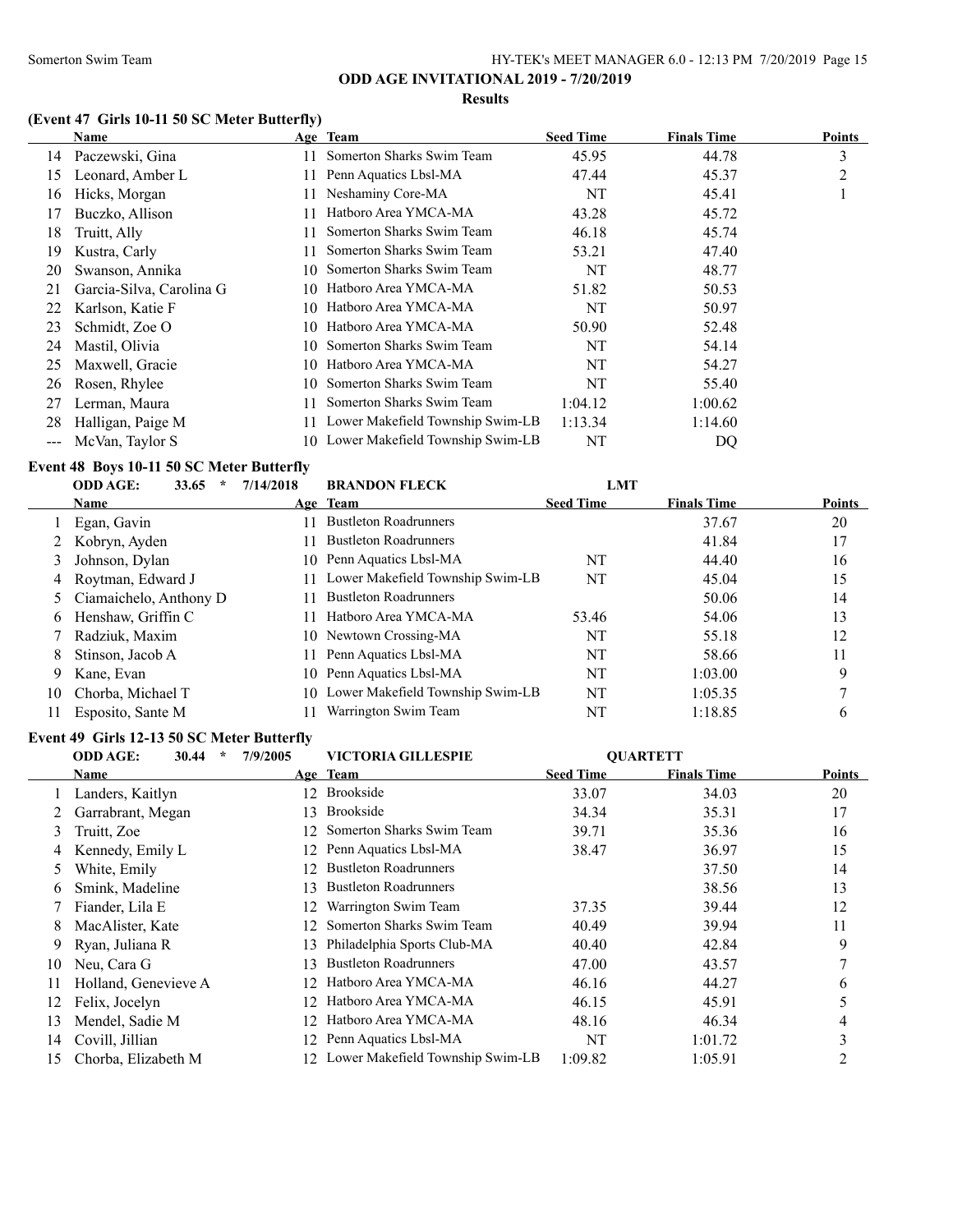# ODD AGE INVITATIONAL 2019 - 7/20/2019

## Results

### (Event 47 Girls 10-11 50 SC Meter Butterfly)

| | Name | Age | Team | Seed Time | Finals Time | Points |
|---|---|---|---|---|---|---|
| 14 | Paczewski, Gina | 11 | Somerton Sharks Swim Team | 45.95 | 44.78 | 3 |
| 15 | Leonard, Amber L | 11 | Penn Aquatics Lbsl-MA | 47.44 | 45.37 | 2 |
| 16 | Hicks, Morgan | 11 | Neshaminy Core-MA | NT | 45.41 | 1 |
| 17 | Buczko, Allison | 11 | Hatboro Area YMCA-MA | 43.28 | 45.72 | |
| 18 | Truitt, Ally | 11 | Somerton Sharks Swim Team | 46.18 | 45.74 | |
| 19 | Kustra, Carly | 11 | Somerton Sharks Swim Team | 53.21 | 47.40 | |
| 20 | Swanson, Annika | 10 | Somerton Sharks Swim Team | NT | 48.77 | |
| 21 | Garcia-Silva, Carolina G | 10 | Hatboro Area YMCA-MA | 51.82 | 50.53 | |
| 22 | Karlson, Katie F | 10 | Hatboro Area YMCA-MA | NT | 50.97 | |
| 23 | Schmidt, Zoe O | 10 | Hatboro Area YMCA-MA | 50.90 | 52.48 | |
| 24 | Mastil, Olivia | 10 | Somerton Sharks Swim Team | NT | 54.14 | |
| 25 | Maxwell, Gracie | 10 | Hatboro Area YMCA-MA | NT | 54.27 | |
| 26 | Rosen, Rhylee | 10 | Somerton Sharks Swim Team | NT | 55.40 | |
| 27 | Lerman, Maura | 11 | Somerton Sharks Swim Team | 1:04.12 | 1:00.62 | |
| 28 | Halligan, Paige M | 11 | Lower Makefield Township Swim-LB | 1:13.34 | 1:14.60 | |
| --- | McVan, Taylor S | 10 | Lower Makefield Township Swim-LB | NT | DQ | |

### Event 48 Boys 10-11 50 SC Meter Butterfly

ODD AGE: 33.65 * 7/14/2018 BRANDON FLECK LMT

| | Name | Age | Team | Seed Time | Finals Time | Points |
|---|---|---|---|---|---|---|
| 1 | Egan, Gavin | 11 | Bustleton Roadrunners | | 37.67 | 20 |
| 2 | Kobryn, Ayden | 11 | Bustleton Roadrunners | | 41.84 | 17 |
| 3 | Johnson, Dylan | 10 | Penn Aquatics Lbsl-MA | NT | 44.40 | 16 |
| 4 | Roytman, Edward J | 11 | Lower Makefield Township Swim-LB | NT | 45.04 | 15 |
| 5 | Ciamaichelo, Anthony D | 11 | Bustleton Roadrunners | | 50.06 | 14 |
| 6 | Henshaw, Griffin C | 11 | Hatboro Area YMCA-MA | 53.46 | 54.06 | 13 |
| 7 | Radziuk, Maxim | 10 | Newtown Crossing-MA | NT | 55.18 | 12 |
| 8 | Stinson, Jacob A | 11 | Penn Aquatics Lbsl-MA | NT | 58.66 | 11 |
| 9 | Kane, Evan | 10 | Penn Aquatics Lbsl-MA | NT | 1:03.00 | 9 |
| 10 | Chorba, Michael T | 10 | Lower Makefield Township Swim-LB | NT | 1:05.35 | 7 |
| 11 | Esposito, Sante M | 11 | Warrington Swim Team | NT | 1:18.85 | 6 |

### Event 49 Girls 12-13 50 SC Meter Butterfly

ODD AGE: 30.44 * 7/9/2005 VICTORIA GILLESPIE QUARTETT

| | Name | Age | Team | Seed Time | Finals Time | Points |
|---|---|---|---|---|---|---|
| 1 | Landers, Kaitlyn | 12 | Brookside | 33.07 | 34.03 | 20 |
| 2 | Garrabrant, Megan | 13 | Brookside | 34.34 | 35.31 | 17 |
| 3 | Truitt, Zoe | 12 | Somerton Sharks Swim Team | 39.71 | 35.36 | 16 |
| 4 | Kennedy, Emily L | 12 | Penn Aquatics Lbsl-MA | 38.47 | 36.97 | 15 |
| 5 | White, Emily | 12 | Bustleton Roadrunners | | 37.50 | 14 |
| 6 | Smink, Madeline | 13 | Bustleton Roadrunners | | 38.56 | 13 |
| 7 | Fiander, Lila E | 12 | Warrington Swim Team | 37.35 | 39.44 | 12 |
| 8 | MacAlister, Kate | 12 | Somerton Sharks Swim Team | 40.49 | 39.94 | 11 |
| 9 | Ryan, Juliana R | 13 | Philadelphia Sports Club-MA | 40.40 | 42.84 | 9 |
| 10 | Neu, Cara G | 13 | Bustleton Roadrunners | 47.00 | 43.57 | 7 |
| 11 | Holland, Genevieve A | 12 | Hatboro Area YMCA-MA | 46.16 | 44.27 | 6 |
| 12 | Felix, Jocelyn | 12 | Hatboro Area YMCA-MA | 46.15 | 45.91 | 5 |
| 13 | Mendel, Sadie M | 12 | Hatboro Area YMCA-MA | 48.16 | 46.34 | 4 |
| 14 | Covill, Jillian | 12 | Penn Aquatics Lbsl-MA | NT | 1:01.72 | 3 |
| 15 | Chorba, Elizabeth M | 12 | Lower Makefield Township Swim-LB | 1:09.82 | 1:05.91 | 2 |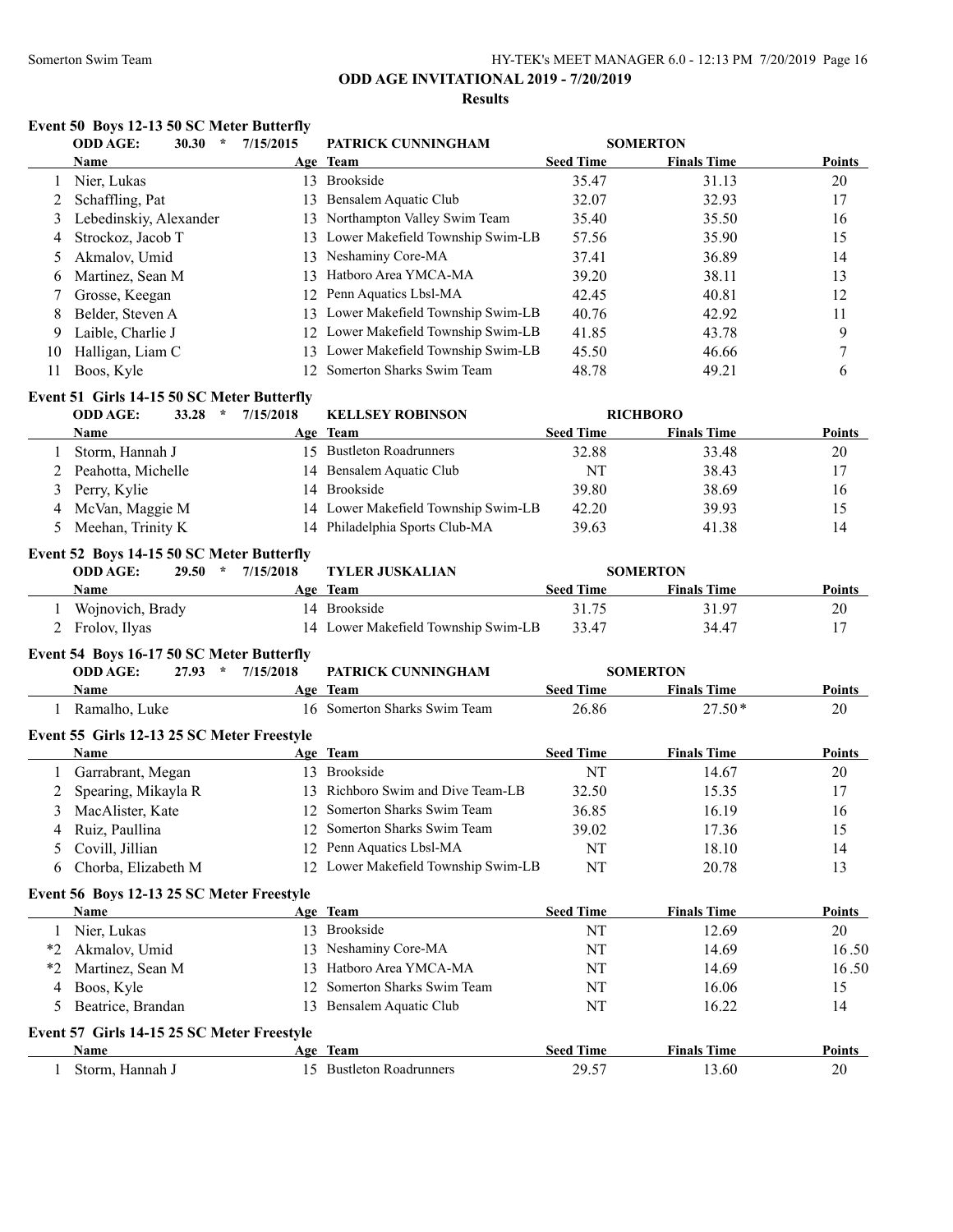# ODD AGE INVITATIONAL 2019 - 7/20/2019

## Results

### Event 50 Boys 12-13 50 SC Meter Butterfly

ODD AGE: 30.30 * 7/15/2015 PATRICK CUNNINGHAM SOMERTON

| | Name | Age | Team | Seed Time | Finals Time | Points |
|---|---|---|---|---|---|---|
| 1 | Nier, Lukas | 13 | Brookside | 35.47 | 31.13 | 20 |
| 2 | Schaffling, Pat | 13 | Bensalem Aquatic Club | 32.07 | 32.93 | 17 |
| 3 | Lebedinskiy, Alexander | 13 | Northampton Valley Swim Team | 35.40 | 35.50 | 16 |
| 4 | Strockoz, Jacob T | 13 | Lower Makefield Township Swim-LB | 57.56 | 35.90 | 15 |
| 5 | Akmalov, Umid | 13 | Neshaminy Core-MA | 37.41 | 36.89 | 14 |
| 6 | Martinez, Sean M | 13 | Hatboro Area YMCA-MA | 39.20 | 38.11 | 13 |
| 7 | Grosse, Keegan | 12 | Penn Aquatics Lbsl-MA | 42.45 | 40.81 | 12 |
| 8 | Belder, Steven A | 13 | Lower Makefield Township Swim-LB | 40.76 | 42.92 | 11 |
| 9 | Laible, Charlie J | 12 | Lower Makefield Township Swim-LB | 41.85 | 43.78 | 9 |
| 10 | Halligan, Liam C | 13 | Lower Makefield Township Swim-LB | 45.50 | 46.66 | 7 |
| 11 | Boos, Kyle | 12 | Somerton Sharks Swim Team | 48.78 | 49.21 | 6 |

### Event 51 Girls 14-15 50 SC Meter Butterfly

ODD AGE: 33.28 * 7/15/2018 KELLSEY ROBINSON RICHBORO

| | Name | Age | Team | Seed Time | Finals Time | Points |
|---|---|---|---|---|---|---|
| 1 | Storm, Hannah J | 15 | Bustleton Roadrunners | 32.88 | 33.48 | 20 |
| 2 | Peahotta, Michelle | 14 | Bensalem Aquatic Club | NT | 38.43 | 17 |
| 3 | Perry, Kylie | 14 | Brookside | 39.80 | 38.69 | 16 |
| 4 | McVan, Maggie M | 14 | Lower Makefield Township Swim-LB | 42.20 | 39.93 | 15 |
| 5 | Meehan, Trinity K | 14 | Philadelphia Sports Club-MA | 39.63 | 41.38 | 14 |

### Event 52 Boys 14-15 50 SC Meter Butterfly

ODD AGE: 29.50 * 7/15/2018 TYLER JUSKALIAN SOMERTON

| | Name | Age | Team | Seed Time | Finals Time | Points |
|---|---|---|---|---|---|---|
| 1 | Wojnovich, Brady | 14 | Brookside | 31.75 | 31.97 | 20 |
| 2 | Frolov, Ilyas | 14 | Lower Makefield Township Swim-LB | 33.47 | 34.47 | 17 |

### Event 54 Boys 16-17 50 SC Meter Butterfly

ODD AGE: 27.93 * 7/15/2018 PATRICK CUNNINGHAM SOMERTON

| | Name | Age | Team | Seed Time | Finals Time | Points |
|---|---|---|---|---|---|---|
| 1 | Ramalho, Luke | 16 | Somerton Sharks Swim Team | 26.86 | 27.50* | 20 |

### Event 55 Girls 12-13 25 SC Meter Freestyle

| | Name | Age | Team | Seed Time | Finals Time | Points |
|---|---|---|---|---|---|---|
| 1 | Garrabrant, Megan | 13 | Brookside | NT | 14.67 | 20 |
| 2 | Spearing, Mikayla R | 13 | Richboro Swim and Dive Team-LB | 32.50 | 15.35 | 17 |
| 3 | MacAlister, Kate | 12 | Somerton Sharks Swim Team | 36.85 | 16.19 | 16 |
| 4 | Ruiz, Paullina | 12 | Somerton Sharks Swim Team | 39.02 | 17.36 | 15 |
| 5 | Covill, Jillian | 12 | Penn Aquatics Lbsl-MA | NT | 18.10 | 14 |
| 6 | Chorba, Elizabeth M | 12 | Lower Makefield Township Swim-LB | NT | 20.78 | 13 |

### Event 56 Boys 12-13 25 SC Meter Freestyle

| | Name | Age | Team | Seed Time | Finals Time | Points |
|---|---|---|---|---|---|---|
| 1 | Nier, Lukas | 13 | Brookside | NT | 12.69 | 20 |
| *2 | Akmalov, Umid | 13 | Neshaminy Core-MA | NT | 14.69 | 16.50 |
| *2 | Martinez, Sean M | 13 | Hatboro Area YMCA-MA | NT | 14.69 | 16.50 |
| 4 | Boos, Kyle | 12 | Somerton Sharks Swim Team | NT | 16.06 | 15 |
| 5 | Beatrice, Brandan | 13 | Bensalem Aquatic Club | NT | 16.22 | 14 |

### Event 57 Girls 14-15 25 SC Meter Freestyle

| | Name | Age | Team | Seed Time | Finals Time | Points |
|---|---|---|---|---|---|---|
| 1 | Storm, Hannah J | 15 | Bustleton Roadrunners | 29.57 | 13.60 | 20 |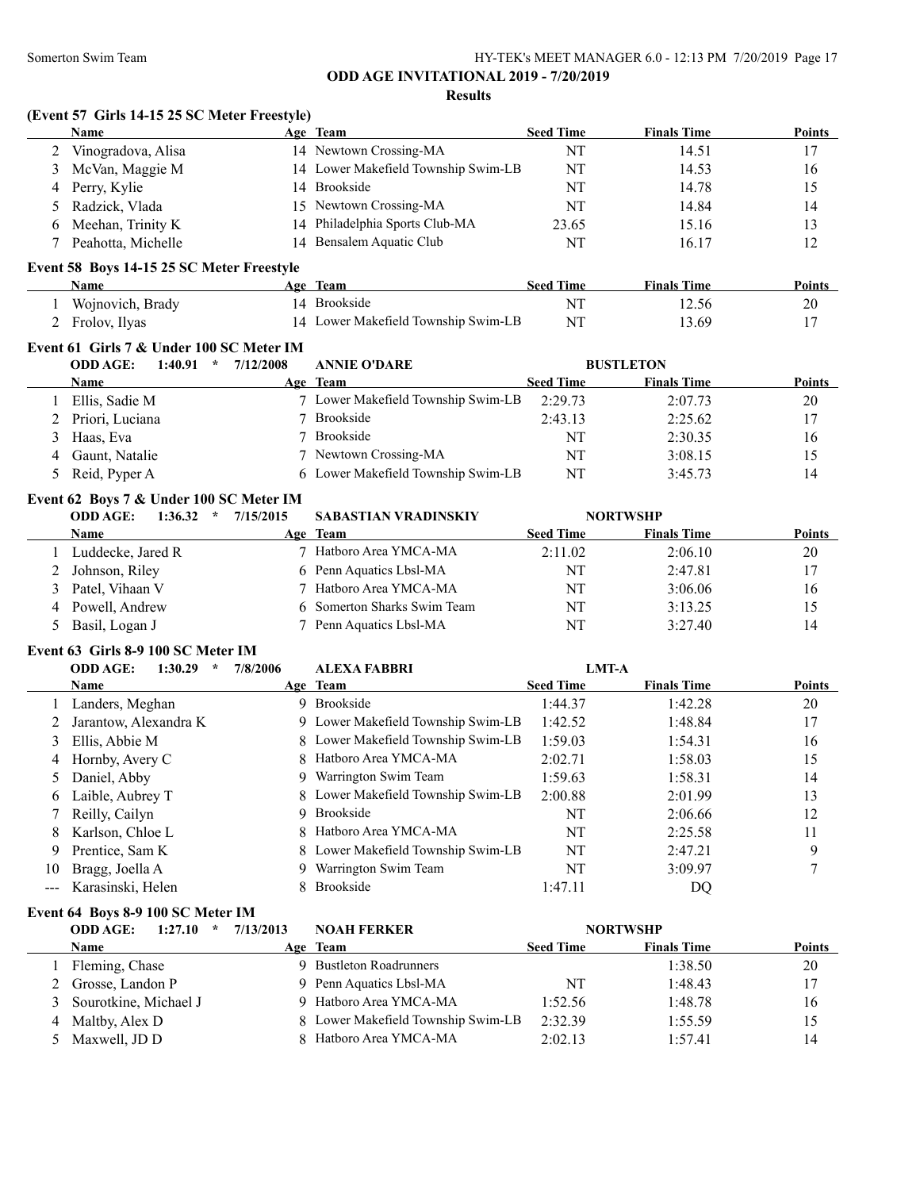## ODD AGE INVITATIONAL 2019 - 7/20/2019

### Results

**(Event 57 Girls 14-15 25 SC Meter Freestyle)**

| | Name | Age | Team | Seed Time | Finals Time | Points |
|---|---|---|---|---|---|---|
| 2 | Vinogradova, Alisa | 14 | Newtown Crossing-MA | NT | 14.51 | 17 |
| 3 | McVan, Maggie M | 14 | Lower Makefield Township Swim-LB | NT | 14.53 | 16 |
| 4 | Perry, Kylie | 14 | Brookside | NT | 14.78 | 15 |
| 5 | Radzick, Vlada | 15 | Newtown Crossing-MA | NT | 14.84 | 14 |
| 6 | Meehan, Trinity K | 14 | Philadelphia Sports Club-MA | 23.65 | 15.16 | 13 |
| 7 | Peahotta, Michelle | 14 | Bensalem Aquatic Club | NT | 16.17 | 12 |

**Event 58 Boys 14-15 25 SC Meter Freestyle**

| | Name | Age | Team | Seed Time | Finals Time | Points |
|---|---|---|---|---|---|---|
| 1 | Wojnovich, Brady | 14 | Brookside | NT | 12.56 | 20 |
| 2 | Frolov, Ilyas | 14 | Lower Makefield Township Swim-LB | NT | 13.69 | 17 |

**Event 61 Girls 7 & Under 100 SC Meter IM**

ODD AGE: 1:40.91 * 7/12/2008 ANNIE O'DARE BUSTLETON

| | Name | Age | Team | Seed Time | Finals Time | Points |
|---|---|---|---|---|---|---|
| 1 | Ellis, Sadie M | 7 | Lower Makefield Township Swim-LB | 2:29.73 | 2:07.73 | 20 |
| 2 | Priori, Luciana | 7 | Brookside | 2:43.13 | 2:25.62 | 17 |
| 3 | Haas, Eva | 7 | Brookside | NT | 2:30.35 | 16 |
| 4 | Gaunt, Natalie | 7 | Newtown Crossing-MA | NT | 3:08.15 | 15 |
| 5 | Reid, Pyper A | 6 | Lower Makefield Township Swim-LB | NT | 3:45.73 | 14 |

**Event 62 Boys 7 & Under 100 SC Meter IM**

ODD AGE: 1:36.32 * 7/15/2015 SABASTIAN VRADINSKIY NORTWSHP

| | Name | Age | Team | Seed Time | Finals Time | Points |
|---|---|---|---|---|---|---|
| 1 | Luddecke, Jared R | 7 | Hatboro Area YMCA-MA | 2:11.02 | 2:06.10 | 20 |
| 2 | Johnson, Riley | 6 | Penn Aquatics Lbsl-MA | NT | 2:47.81 | 17 |
| 3 | Patel, Vihaan V | 7 | Hatboro Area YMCA-MA | NT | 3:06.06 | 16 |
| 4 | Powell, Andrew | 6 | Somerton Sharks Swim Team | NT | 3:13.25 | 15 |
| 5 | Basil, Logan J | 7 | Penn Aquatics Lbsl-MA | NT | 3:27.40 | 14 |

**Event 63 Girls 8-9 100 SC Meter IM**

ODD AGE: 1:30.29 * 7/8/2006 ALEXA FABBRI LMT-A

| | Name | Age | Team | Seed Time | Finals Time | Points |
|---|---|---|---|---|---|---|
| 1 | Landers, Meghan | 9 | Brookside | 1:44.37 | 1:42.28 | 20 |
| 2 | Jarantow, Alexandra K | 9 | Lower Makefield Township Swim-LB | 1:42.52 | 1:48.84 | 17 |
| 3 | Ellis, Abbie M | 8 | Lower Makefield Township Swim-LB | 1:59.03 | 1:54.31 | 16 |
| 4 | Hornby, Avery C | 8 | Hatboro Area YMCA-MA | 2:02.71 | 1:58.03 | 15 |
| 5 | Daniel, Abby | 9 | Warrington Swim Team | 1:59.63 | 1:58.31 | 14 |
| 6 | Laible, Aubrey T | 8 | Lower Makefield Township Swim-LB | 2:00.88 | 2:01.99 | 13 |
| 7 | Reilly, Cailyn | 9 | Brookside | NT | 2:06.66 | 12 |
| 8 | Karlson, Chloe L | 8 | Hatboro Area YMCA-MA | NT | 2:25.58 | 11 |
| 9 | Prentice, Sam K | 8 | Lower Makefield Township Swim-LB | NT | 2:47.21 | 9 |
| 10 | Bragg, Joella A | 9 | Warrington Swim Team | NT | 3:09.97 | 7 |
| --- | Karasinski, Helen | 8 | Brookside | 1:47.11 | DQ | |

**Event 64 Boys 8-9 100 SC Meter IM**

ODD AGE: 1:27.10 * 7/13/2013 NOAH FERKER NORTWSHP

| | Name | Age | Team | Seed Time | Finals Time | Points |
|---|---|---|---|---|---|---|
| 1 | Fleming, Chase | 9 | Bustleton Roadrunners | | 1:38.50 | 20 |
| 2 | Grosse, Landon P | 9 | Penn Aquatics Lbsl-MA | NT | 1:48.43 | 17 |
| 3 | Sourotkine, Michael J | 9 | Hatboro Area YMCA-MA | 1:52.56 | 1:48.78 | 16 |
| 4 | Maltby, Alex D | 8 | Lower Makefield Township Swim-LB | 2:32.39 | 1:55.59 | 15 |
| 5 | Maxwell, JD D | 8 | Hatboro Area YMCA-MA | 2:02.13 | 1:57.41 | 14 |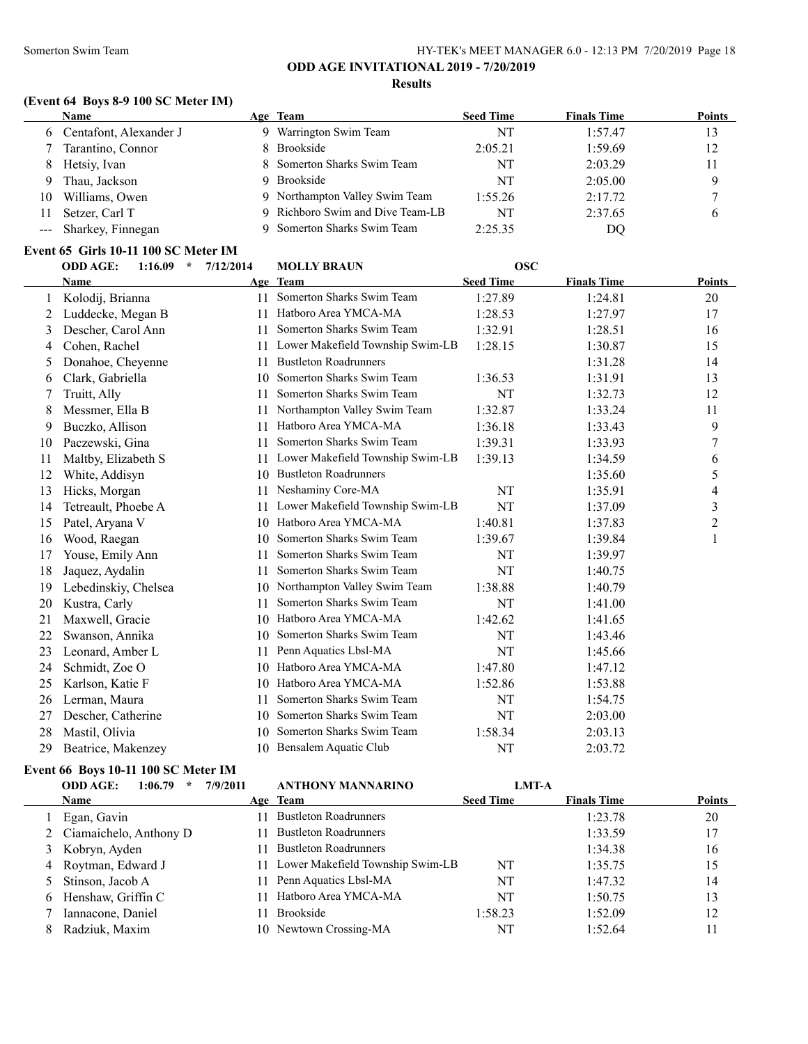**ODD AGE INVITATIONAL 2019 - 7/20/2019**

**Results**

### (Event 64 Boys 8-9 100 SC Meter IM)

| | Name | Age | Team | Seed Time | Finals Time | Points |
|---|---|---|---|---|---|---|
| 6 | Centafont, Alexander J | 9 | Warrington Swim Team | NT | 1:57.47 | 13 |
| 7 | Tarantino, Connor | 8 | Brookside | 2:05.21 | 1:59.69 | 12 |
| 8 | Hetsiy, Ivan | 8 | Somerton Sharks Swim Team | NT | 2:03.29 | 11 |
| 9 | Thau, Jackson | 9 | Brookside | NT | 2:05.00 | 9 |
| 10 | Williams, Owen | 9 | Northampton Valley Swim Team | 1:55.26 | 2:17.72 | 7 |
| 11 | Setzer, Carl T | 9 | Richboro Swim and Dive Team-LB | NT | 2:37.65 | 6 |
| --- | Sharkey, Finnegan | 9 | Somerton Sharks Swim Team | 2:25.35 | DQ | |

### Event 65 Girls 10-11 100 SC Meter IM

ODD AGE: 1:16.09 * 7/12/2014 MOLLY BRAUN OSC

| | Name | Age | Team | Seed Time | Finals Time | Points |
|---|---|---|---|---|---|---|
| 1 | Kolodij, Brianna | 11 | Somerton Sharks Swim Team | 1:27.89 | 1:24.81 | 20 |
| 2 | Luddecke, Megan B | 11 | Hatboro Area YMCA-MA | 1:28.53 | 1:27.97 | 17 |
| 3 | Descher, Carol Ann | 11 | Somerton Sharks Swim Team | 1:32.91 | 1:28.51 | 16 |
| 4 | Cohen, Rachel | 11 | Lower Makefield Township Swim-LB | 1:28.15 | 1:30.87 | 15 |
| 5 | Donahoe, Cheyenne | 11 | Bustleton Roadrunners | | 1:31.28 | 14 |
| 6 | Clark, Gabriella | 10 | Somerton Sharks Swim Team | 1:36.53 | 1:31.91 | 13 |
| 7 | Truitt, Ally | 11 | Somerton Sharks Swim Team | NT | 1:32.73 | 12 |
| 8 | Messmer, Ella B | 11 | Northampton Valley Swim Team | 1:32.87 | 1:33.24 | 11 |
| 9 | Buczko, Allison | 11 | Hatboro Area YMCA-MA | 1:36.18 | 1:33.43 | 9 |
| 10 | Paczewski, Gina | 11 | Somerton Sharks Swim Team | 1:39.31 | 1:33.93 | 7 |
| 11 | Maltby, Elizabeth S | 11 | Lower Makefield Township Swim-LB | 1:39.13 | 1:34.59 | 6 |
| 12 | White, Addisyn | 10 | Bustleton Roadrunners | | 1:35.60 | 5 |
| 13 | Hicks, Morgan | 11 | Neshaminy Core-MA | NT | 1:35.91 | 4 |
| 14 | Tetreault, Phoebe A | 11 | Lower Makefield Township Swim-LB | NT | 1:37.09 | 3 |
| 15 | Patel, Aryana V | 10 | Hatboro Area YMCA-MA | 1:40.81 | 1:37.83 | 2 |
| 16 | Wood, Raegan | 10 | Somerton Sharks Swim Team | 1:39.67 | 1:39.84 | 1 |
| 17 | Youse, Emily Ann | 11 | Somerton Sharks Swim Team | NT | 1:39.97 | |
| 18 | Jaquez, Aydalin | 11 | Somerton Sharks Swim Team | NT | 1:40.75 | |
| 19 | Lebedinskiy, Chelsea | 10 | Northampton Valley Swim Team | 1:38.88 | 1:40.79 | |
| 20 | Kustra, Carly | 11 | Somerton Sharks Swim Team | NT | 1:41.00 | |
| 21 | Maxwell, Gracie | 10 | Hatboro Area YMCA-MA | 1:42.62 | 1:41.65 | |
| 22 | Swanson, Annika | 10 | Somerton Sharks Swim Team | NT | 1:43.46 | |
| 23 | Leonard, Amber L | 11 | Penn Aquatics Lbsl-MA | NT | 1:45.66 | |
| 24 | Schmidt, Zoe O | 10 | Hatboro Area YMCA-MA | 1:47.80 | 1:47.12 | |
| 25 | Karlson, Katie F | 10 | Hatboro Area YMCA-MA | 1:52.86 | 1:53.88 | |
| 26 | Lerman, Maura | 11 | Somerton Sharks Swim Team | NT | 1:54.75 | |
| 27 | Descher, Catherine | 10 | Somerton Sharks Swim Team | NT | 2:03.00 | |
| 28 | Mastil, Olivia | 10 | Somerton Sharks Swim Team | 1:58.34 | 2:03.13 | |
| 29 | Beatrice, Makenzey | 10 | Bensalem Aquatic Club | NT | 2:03.72 | |

### Event 66 Boys 10-11 100 SC Meter IM

ODD AGE: 1:06.79 * 7/9/2011 ANTHONY MANNARINO LMT-A

| | Name | Age | Team | Seed Time | Finals Time | Points |
|---|---|---|---|---|---|---|
| 1 | Egan, Gavin | 11 | Bustleton Roadrunners | | 1:23.78 | 20 |
| 2 | Ciamaichelo, Anthony D | 11 | Bustleton Roadrunners | | 1:33.59 | 17 |
| 3 | Kobryn, Ayden | 11 | Bustleton Roadrunners | | 1:34.38 | 16 |
| 4 | Roytman, Edward J | 11 | Lower Makefield Township Swim-LB | NT | 1:35.75 | 15 |
| 5 | Stinson, Jacob A | 11 | Penn Aquatics Lbsl-MA | NT | 1:47.32 | 14 |
| 6 | Henshaw, Griffin C | 11 | Hatboro Area YMCA-MA | NT | 1:50.75 | 13 |
| 7 | Iannacone, Daniel | 11 | Brookside | 1:58.23 | 1:52.09 | 12 |
| 8 | Radziuk, Maxim | 10 | Newtown Crossing-MA | NT | 1:52.64 | 11 |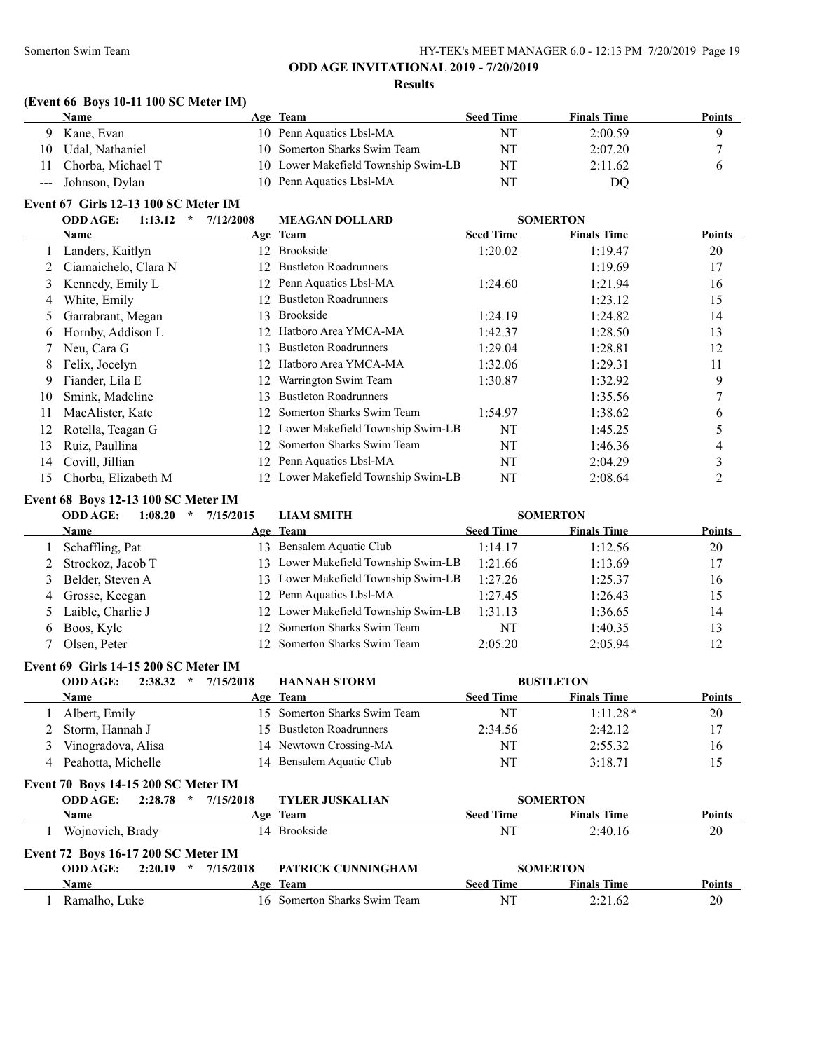## ODD AGE INVITATIONAL 2019 - 7/20/2019

### Results

### (Event 66 Boys 10-11 100 SC Meter IM)

| | Name | Age | Team | Seed Time | Finals Time | Points |
|---|---|---|---|---|---|---|
| 9 | Kane, Evan | 10 | Penn Aquatics Lbsl-MA | NT | 2:00.59 | 9 |
| 10 | Udal, Nathaniel | 10 | Somerton Sharks Swim Team | NT | 2:07.20 | 7 |
| 11 | Chorba, Michael T | 10 | Lower Makefield Township Swim-LB | NT | 2:11.62 | 6 |
| --- | Johnson, Dylan | 10 | Penn Aquatics Lbsl-MA | NT | DQ | |

### Event 67 Girls 12-13 100 SC Meter IM

ODD AGE: 1:13.12 * 7/12/2008 MEAGAN DOLLARD SOMERTON

| | Name | Age | Team | Seed Time | Finals Time | Points |
|---|---|---|---|---|---|---|
| 1 | Landers, Kaitlyn | 12 | Brookside | 1:20.02 | 1:19.47 | 20 |
| 2 | Ciamaichelo, Clara N | 12 | Bustleton Roadrunners | | 1:19.69 | 17 |
| 3 | Kennedy, Emily L | 12 | Penn Aquatics Lbsl-MA | 1:24.60 | 1:21.94 | 16 |
| 4 | White, Emily | 12 | Bustleton Roadrunners | | 1:23.12 | 15 |
| 5 | Garrabrant, Megan | 13 | Brookside | 1:24.19 | 1:24.82 | 14 |
| 6 | Hornby, Addison L | 12 | Hatboro Area YMCA-MA | 1:42.37 | 1:28.50 | 13 |
| 7 | Neu, Cara G | 13 | Bustleton Roadrunners | 1:29.04 | 1:28.81 | 12 |
| 8 | Felix, Jocelyn | 12 | Hatboro Area YMCA-MA | 1:32.06 | 1:29.31 | 11 |
| 9 | Fiander, Lila E | 12 | Warrington Swim Team | 1:30.87 | 1:32.92 | 9 |
| 10 | Smink, Madeline | 13 | Bustleton Roadrunners | | 1:35.56 | 7 |
| 11 | MacAlister, Kate | 12 | Somerton Sharks Swim Team | 1:54.97 | 1:38.62 | 6 |
| 12 | Rotella, Teagan G | 12 | Lower Makefield Township Swim-LB | NT | 1:45.25 | 5 |
| 13 | Ruiz, Paullina | 12 | Somerton Sharks Swim Team | NT | 1:46.36 | 4 |
| 14 | Covill, Jillian | 12 | Penn Aquatics Lbsl-MA | NT | 2:04.29 | 3 |
| 15 | Chorba, Elizabeth M | 12 | Lower Makefield Township Swim-LB | NT | 2:08.64 | 2 |

### Event 68 Boys 12-13 100 SC Meter IM

ODD AGE: 1:08.20 * 7/15/2015 LIAM SMITH SOMERTON

| | Name | Age | Team | Seed Time | Finals Time | Points |
|---|---|---|---|---|---|---|
| 1 | Schaffling, Pat | 13 | Bensalem Aquatic Club | 1:14.17 | 1:12.56 | 20 |
| 2 | Strockoz, Jacob T | 13 | Lower Makefield Township Swim-LB | 1:21.66 | 1:13.69 | 17 |
| 3 | Belder, Steven A | 13 | Lower Makefield Township Swim-LB | 1:27.26 | 1:25.37 | 16 |
| 4 | Grosse, Keegan | 12 | Penn Aquatics Lbsl-MA | 1:27.45 | 1:26.43 | 15 |
| 5 | Laible, Charlie J | 12 | Lower Makefield Township Swim-LB | 1:31.13 | 1:36.65 | 14 |
| 6 | Boos, Kyle | 12 | Somerton Sharks Swim Team | NT | 1:40.35 | 13 |
| 7 | Olsen, Peter | 12 | Somerton Sharks Swim Team | 2:05.20 | 2:05.94 | 12 |

### Event 69 Girls 14-15 200 SC Meter IM

ODD AGE: 2:38.32 * 7/15/2018 HANNAH STORM BUSTLETON

| | Name | Age | Team | Seed Time | Finals Time | Points |
|---|---|---|---|---|---|---|
| 1 | Albert, Emily | 15 | Somerton Sharks Swim Team | NT | 1:11.28* | 20 |
| 2 | Storm, Hannah J | 15 | Bustleton Roadrunners | 2:34.56 | 2:42.12 | 17 |
| 3 | Vinogradova, Alisa | 14 | Newtown Crossing-MA | NT | 2:55.32 | 16 |
| 4 | Peahotta, Michelle | 14 | Bensalem Aquatic Club | NT | 3:18.71 | 15 |

### Event 70 Boys 14-15 200 SC Meter IM

ODD AGE: 2:28.78 * 7/15/2018 TYLER JUSKALIAN SOMERTON

| | Name | Age | Team | Seed Time | Finals Time | Points |
|---|---|---|---|---|---|---|
| 1 | Wojnovich, Brady | 14 | Brookside | NT | 2:40.16 | 20 |

### Event 72 Boys 16-17 200 SC Meter IM

ODD AGE: 2:20.19 * 7/15/2018 PATRICK CUNNINGHAM SOMERTON

| | Name | Age | Team | Seed Time | Finals Time | Points |
|---|---|---|---|---|---|---|
| 1 | Ramalho, Luke | 16 | Somerton Sharks Swim Team | NT | 2:21.62 | 20 |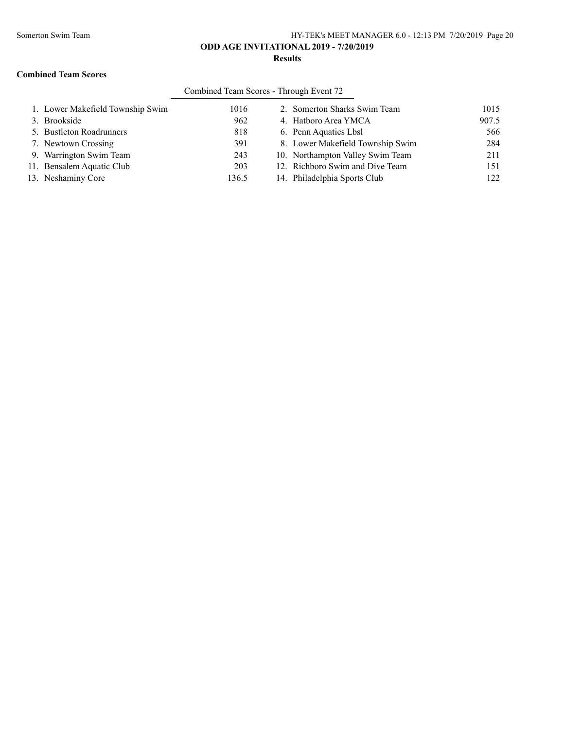# ODD AGE INVITATIONAL 2019 - 7/20/2019

## Results

**Combined Team Scores**

Combined Team Scores - Through Event 72

| | | | |
|---|---|---|---|
| 1. Lower Makefield Township Swim | 1016 | 2. Somerton Sharks Swim Team | 1015 |
| 3. Brookside | 962 | 4. Hatboro Area YMCA | 907.5 |
| 5. Bustleton Roadrunners | 818 | 6. Penn Aquatics Lbsl | 566 |
| 7. Newtown Crossing | 391 | 8. Lower Makefield Township Swim | 284 |
| 9. Warrington Swim Team | 243 | 10. Northampton Valley Swim Team | 211 |
| 11. Bensalem Aquatic Club | 203 | 12. Richboro Swim and Dive Team | 151 |
| 13. Neshaminy Core | 136.5 | 14. Philadelphia Sports Club | 122 |